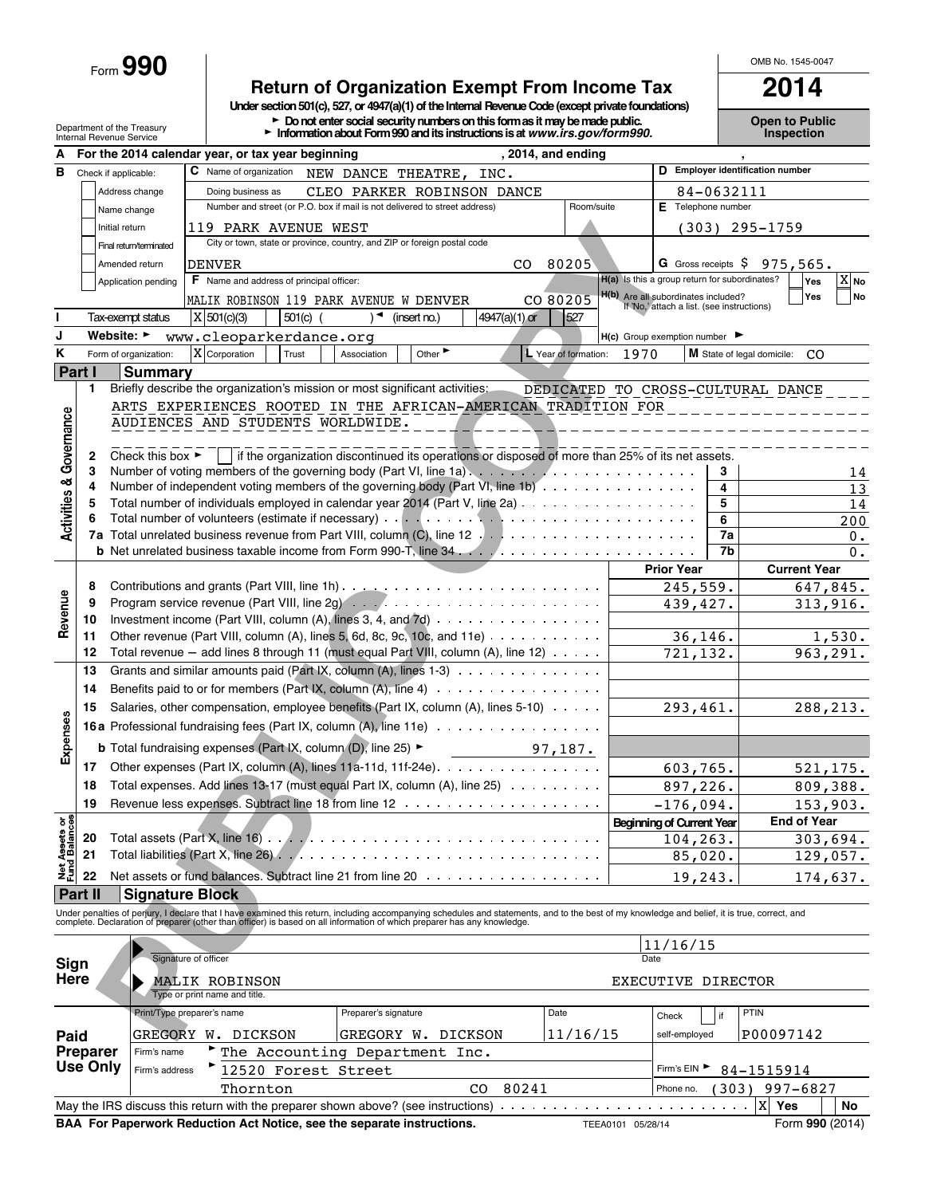Form **990**

# Return of Organization Exempt From Income Tax

**Under section 501(c), 527, or 4947(a)(1) of the Internal Revenue Code (except private foundations)**

► Do not enter social security numbers on this form as it may be made public.
► Information about Form 990 and its instructions is at www.irs.gov/form990.

Department of the Treasury
Internal Revenue Service

OMB No. 1545-0047

**2014**

**Open to Public Inspection**

**A** For the 2014 calendar year, or tax year beginning , 2014, and ending ,

**B** Check if applicable:
- Address change
- Name change
- Initial return
- Final return/terminated
- Amended return
- Application pending

**C** Name of organization: NEW DANCE THEATRE, INC.
Doing business as: CLEO PARKER ROBINSON DANCE
Number and street (or P.O. box if mail is not delivered to street address): 119 PARK AVENUE WEST — Room/suite:
City or town, state or province, country, and ZIP or foreign postal code: DENVER CO 80205

**D** Employer identification number: 84-0632111
**E** Telephone number: (303) 295-1759
**G** Gross receipts $ 975,565.

**F** Name and address of principal officer: MALIK ROBINSON 119 PARK AVENUE W DENVER CO 80205

**H(a)** Is this a group return for subordinates? ☐ Yes ☒ No
**H(b)** Are all subordinates included? ☐ Yes ☐ No
If "No," attach a list. (see instructions)

**I** Tax-exempt status: ☒ 501(c)(3) ☐ 501(c) ( ) ◄ (insert no.) ☐ 4947(a)(1) or ☐ 527

**J** Website: ► www.cleoparkerdance.org

**H(c)** Group exemption number ►

**K** Form of organization: ☒ Corporation ☐ Trust ☐ Association ☐ Other ►
**L** Year of formation: 1970
**M** State of legal domicile: CO

## Part I Summary

**Activities & Governance**

1 Briefly describe the organization's mission or most significant activities: DEDICATED TO CROSS-CULTURAL DANCE ARTS EXPERIENCES ROOTED IN THE AFRICAN-AMERICAN TRADITION FOR AUDIENCES AND STUDENTS WORLDWIDE.

2 Check this box ► ☐ if the organization discontinued its operations or disposed of more than 25% of its net assets.

| | | | |
|---|---|---|---|
| 3 | Number of voting members of the governing body (Part VI, line 1a) | 3 | 14 |
| 4 | Number of independent voting members of the governing body (Part VI, line 1b) | 4 | 13 |
| 5 | Total number of individuals employed in calendar year 2014 (Part V, line 2a) | 5 | 14 |
| 6 | Total number of volunteers (estimate if necessary) | 6 | 200 |
| 7a | Total unrelated business revenue from Part VIII, column (C), line 12 | 7a | 0. |
| b | Net unrelated business taxable income from Form 990-T, line 34 | 7b | 0. |

| | | | Prior Year | Current Year |
|---|---|---|---|---|
| **Revenue** | 8 | Contributions and grants (Part VIII, line 1h) | 245,559. | 647,845. |
| | 9 | Program service revenue (Part VIII, line 2g) | 439,427. | 313,916. |
| | 10 | Investment income (Part VIII, column (A), lines 3, 4, and 7d) | | |
| | 11 | Other revenue (Part VIII, column (A), lines 5, 6d, 8c, 9c, 10c, and 11e) | 36,146. | 1,530. |
| | 12 | Total revenue — add lines 8 through 11 (must equal Part VIII, column (A), line 12) | 721,132. | 963,291. |
| **Expenses** | 13 | Grants and similar amounts paid (Part IX, column (A), lines 1-3) | | |
| | 14 | Benefits paid to or for members (Part IX, column (A), line 4) | | |
| | 15 | Salaries, other compensation, employee benefits (Part IX, column (A), lines 5-10) | 293,461. | 288,213. |
| | 16a | Professional fundraising fees (Part IX, column (A), line 11e) | | |
| | b | Total fundraising expenses (Part IX, column (D), line 25) ► 97,187. | | |
| | 17 | Other expenses (Part IX, column (A), lines 11a-11d, 11f-24e) | 603,765. | 521,175. |
| | 18 | Total expenses. Add lines 13-17 (must equal Part IX, column (A), line 25) | 897,226. | 809,388. |
| | 19 | Revenue less expenses. Subtract line 18 from line 12 | -176,094. | 153,903. |
| | | | **Beginning of Current Year** | **End of Year** |
| **Net Assets or Fund Balances** | 20 | Total assets (Part X, line 16) | 104,263. | 303,694. |
| | 21 | Total liabilities (Part X, line 26) | 85,020. | 129,057. |
| | 22 | Net assets or fund balances. Subtract line 21 from line 20 | 19,243. | 174,637. |

## Part II Signature Block

Under penalties of perjury, I declare that I have examined this return, including accompanying schedules and statements, and to the best of my knowledge and belief, it is true, correct, and complete. Declaration of preparer (other than officer) is based on all information of which preparer has any knowledge.

**Sign Here**

Signature of officer — Date: 11/16/15

MALIK ROBINSON — EXECUTIVE DIRECTOR
Type or print name and title.

**Paid Preparer Use Only**

| Print/Type preparer's name | Preparer's signature | Date | Check ☐ if self-employed | PTIN |
|---|---|---|---|---|
| GREGORY W. DICKSON | GREGORY W. DICKSON | 11/16/15 | | P00097142 |

Firm's name ► The Accounting Department Inc.
Firm's address ► 12520 Forest Street, Thornton CO 80241
Firm's EIN ► 84-1515914
Phone no. (303) 997-6827

May the IRS discuss this return with the preparer shown above? (see instructions) ☒ Yes ☐ No

**BAA For Paperwork Reduction Act Notice, see the separate instructions.** TEEA0101 05/28/14 Form **990** (2014)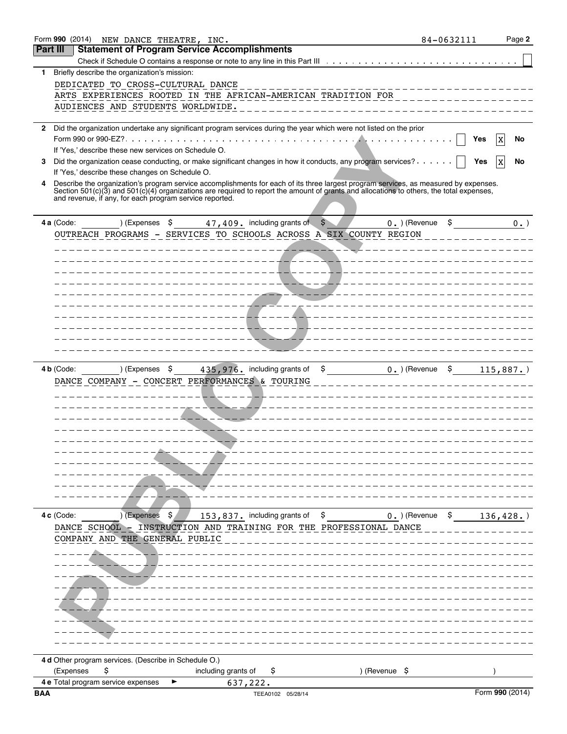Form **990** (2014) NEW DANCE THEATRE, INC. 84-0632111 Page **2**

## Part III Statement of Program Service Accomplishments

Check if Schedule O contains a response or note to any line in this Part III . . . . . . . . . . . . . . . . . . . . . . . . . . . . . . ☐

**1** Briefly describe the organization's mission:

DEDICATED TO CROSS-CULTURAL DANCE ARTS EXPERIENCES ROOTED IN THE AFRICAN-AMERICAN TRADITION FOR AUDIENCES AND STUDENTS WORLDWIDE.

**2** Did the organization undertake any significant program services during the year which were not listed on the prior Form 990 or 990-EZ? . . . . . . . . . . . . . . . . . . . . . . . . . . . . . . . . . . . . . . . . . . . . . . ☐ Yes ☒ No

If 'Yes,' describe these new services on Schedule O.

**3** Did the organization cease conducting, or make significant changes in how it conducts, any program services? . . . . . . ☐ Yes ☒ No

If 'Yes,' describe these changes on Schedule O.

**4** Describe the organization's program service accomplishments for each of its three largest program services, as measured by expenses. Section 501(c)(3) and 501(c)(4) organizations are required to report the amount of grants and allocations to others, the total expenses, and revenue, if any, for each program service reported.

**4 a** (Code: ) (Expenses $ 47,409. including grants of $ 0.) (Revenue $ 0.)

OUTREACH PROGRAMS - SERVICES TO SCHOOLS ACROSS A SIX COUNTY REGION

**4 b** (Code: ) (Expenses $ 435,976. including grants of $ 0.) (Revenue $ 115,887.)

DANCE COMPANY - CONCERT PERFORMANCES & TOURING

**4 c** (Code: ) (Expenses $ 153,837. including grants of $ 0.) (Revenue $ 136,428.)

DANCE SCHOOL - INSTRUCTION AND TRAINING FOR THE PROFESSIONAL DANCE COMPANY AND THE GENERAL PUBLIC

**4 d** Other program services. (Describe in Schedule O.)

(Expenses $ including grants of $ ) (Revenue $ )

**4 e** Total program service expenses ► 637,222.

BAA TEEA0102 05/28/14 Form **990** (2014)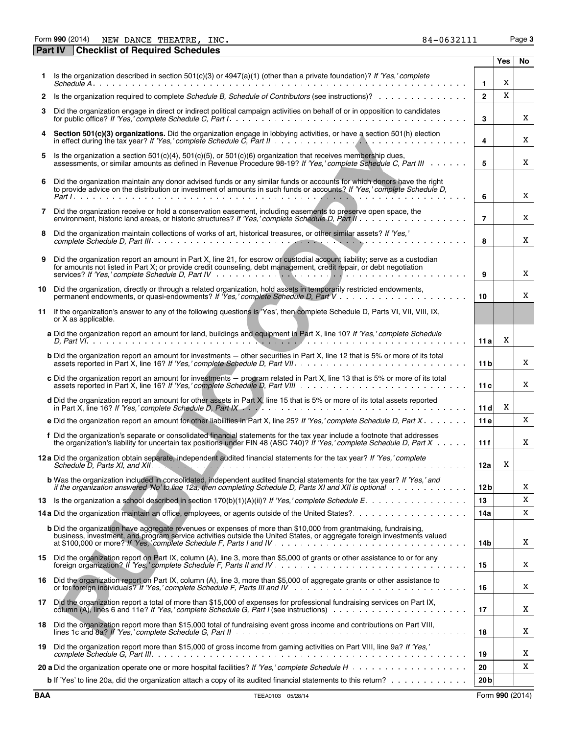Form **990** (2014) NEW DANCE THEATRE, INC. 84-0632111 Page **3**

## Part IV Checklist of Required Schedules

| | | | Yes | No |
|---|---|---|---|---|
| **1** | Is the organization described in section 501(c)(3) or 4947(a)(1) (other than a private foundation)? *If 'Yes,' complete Schedule A* | **1** | X | |
| **2** | Is the organization required to complete *Schedule B, Schedule of Contributors* (see instructions)? | **2** | X | |
| **3** | Did the organization engage in direct or indirect political campaign activities on behalf of or in opposition to candidates for public office? *If 'Yes,' complete Schedule C, Part I* | **3** | | X |
| **4** | **Section 501(c)(3) organizations.** Did the organization engage in lobbying activities, or have a section 501(h) election in effect during the tax year? *If 'Yes,' complete Schedule C, Part II* | **4** | | X |
| **5** | Is the organization a section 501(c)(4), 501(c)(5), or 501(c)(6) organization that receives membership dues, assessments, or similar amounts as defined in Revenue Procedure 98-19? *If 'Yes,' complete Schedule C, Part III* | **5** | | X |
| **6** | Did the organization maintain any donor advised funds or any similar funds or accounts for which donors have the right to provide advice on the distribution or investment of amounts in such funds or accounts? *If 'Yes,' complete Schedule D, Part I* | **6** | | X |
| **7** | Did the organization receive or hold a conservation easement, including easements to preserve open space, the environment, historic land areas, or historic structures? *If 'Yes,' complete Schedule D, Part II* | **7** | | X |
| **8** | Did the organization maintain collections of works of art, historical treasures, or other similar assets? *If 'Yes,' complete Schedule D, Part III* | **8** | | X |
| **9** | Did the organization report an amount in Part X, line 21, for escrow or custodial account liability; serve as a custodian for amounts not listed in Part X; or provide credit counseling, debt management, credit repair, or debt negotiation services? *If 'Yes,' complete Schedule D, Part IV* | **9** | | X |
| **10** | Did the organization, directly or through a related organization, hold assets in temporarily restricted endowments, permanent endowments, or quasi-endowments? *If 'Yes,' complete Schedule D, Part V* | **10** | | X |
| **11** | If the organization's answer to any of the following questions is 'Yes', then complete Schedule D, Parts VI, VII, VIII, IX, or X as applicable. | | | |
| | **a** Did the organization report an amount for land, buildings and equipment in Part X, line 10? *If 'Yes,' complete Schedule D, Part VI* | **11a** | X | |
| | **b** Did the organization report an amount for investments — other securities in Part X, line 12 that is 5% or more of its total assets reported in Part X, line 16? *If 'Yes,' complete Schedule D, Part VII* | **11b** | | X |
| | **c** Did the organization report an amount for investments — program related in Part X, line 13 that is 5% or more of its total assets reported in Part X, line 16? *If 'Yes,' complete Schedule D, Part VIII* | **11c** | | X |
| | **d** Did the organization report an amount for other assets in Part X, line 15 that is 5% or more of its total assets reported in Part X, line 16? *If 'Yes,' complete Schedule D, Part IX* | **11d** | X | |
| | **e** Did the organization report an amount for other liabilities in Part X, line 25? *If 'Yes,' complete Schedule D, Part X* | **11e** | | X |
| | **f** Did the organization's separate or consolidated financial statements for the tax year include a footnote that addresses the organization's liability for uncertain tax positions under FIN 48 (ASC 740)? *If 'Yes,' complete Schedule D, Part X* | **11f** | | X |
| **12a** | Did the organization obtain separate, independent audited financial statements for the tax year? *If 'Yes,' complete Schedule D, Parts XI, and XII* | **12a** | X | |
| | **b** Was the organization included in consolidated, independent audited financial statements for the tax year? *If 'Yes,' and if the organization answered 'No' to line 12a, then completing Schedule D, Parts XI and XII is optional* | **12b** | | X |
| **13** | Is the organization a school described in section 170(b)(1)(A)(ii)? *If 'Yes,' complete Schedule E* | **13** | | X |
| **14a** | Did the organization maintain an office, employees, or agents outside of the United States? | **14a** | | X |
| | **b** Did the organization have aggregate revenues or expenses of more than $10,000 from grantmaking, fundraising, business, investment, and program service activities outside the United States, or aggregate foreign investments valued at $100,000 or more? *If 'Yes,' complete Schedule F, Parts I and IV* | **14b** | | X |
| **15** | Did the organization report on Part IX, column (A), line 3, more than $5,000 of grants or other assistance to or for any foreign organization? *If 'Yes,' complete Schedule F, Parts II and IV* | **15** | | X |
| **16** | Did the organization report on Part IX, column (A), line 3, more than $5,000 of aggregate grants or other assistance to or for foreign individuals? *If 'Yes,' complete Schedule F, Parts III and IV* | **16** | | X |
| **17** | Did the organization report a total of more than $15,000 of expenses for professional fundraising services on Part IX, column (A), lines 6 and 11e? *If 'Yes,' complete Schedule G, Part I* (see instructions) | **17** | | X |
| **18** | Did the organization report more than $15,000 total of fundraising event gross income and contributions on Part VIII, lines 1c and 8a? *If 'Yes,' complete Schedule G, Part II* | **18** | | X |
| **19** | Did the organization report more than $15,000 of gross income from gaming activities on Part VIII, line 9a? *If 'Yes,' complete Schedule G, Part III* | **19** | | X |
| **20a** | Did the organization operate one or more hospital facilities? *If 'Yes,' complete Schedule H* | **20** | | X |
| | **b** If 'Yes' to line 20a, did the organization attach a copy of its audited financial statements to this return? | **20b** | | |

BAA TEEA0103 05/28/14 Form **990** (2014)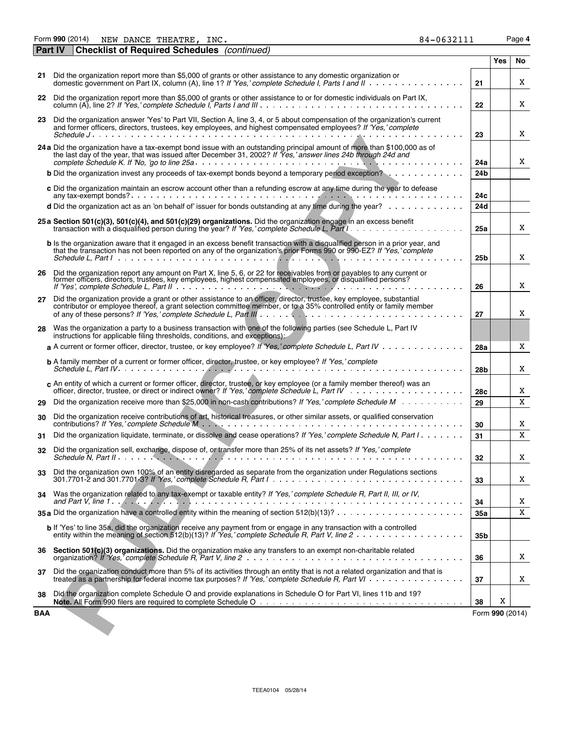Form **990** (2014) NEW DANCE THEATRE, INC. 84-0632111

**Part IV** **Checklist of Required Schedules** *(continued)*

| | | | Yes | No |
|---|---|---|---|---|
| **21** | Did the organization report more than $5,000 of grants or other assistance to any domestic organization or domestic government on Part IX, column (A), line 1? *If 'Yes,' complete Schedule I, Parts I and II* | **21** | | X |
| **22** | Did the organization report more than $5,000 of grants or other assistance to or for domestic individuals on Part IX, column (A), line 2? *If 'Yes,' complete Schedule I, Parts I and III* | **22** | | X |
| **23** | Did the organization answer 'Yes' to Part VII, Section A, line 3, 4, or 5 about compensation of the organization's current and former officers, directors, trustees, key employees, and highest compensated employees? *If 'Yes,' complete Schedule J* | **23** | | X |
| **24a** | Did the organization have a tax-exempt bond issue with an outstanding principal amount of more than $100,000 as of the last day of the year, that was issued after December 31, 2002? *If 'Yes,' answer lines 24b through 24d and complete Schedule K. If 'No,' go to line 25a* | **24a** | | X |
| **b** | Did the organization invest any proceeds of tax-exempt bonds beyond a temporary period exception? | **24b** | | |
| **c** | Did the organization maintain an escrow account other than a refunding escrow at any time during the year to defease any tax-exempt bonds? | **24c** | | |
| **d** | Did the organization act as an 'on behalf of' issuer for bonds outstanding at any time during the year? | **24d** | | |
| **25a** | **Section 501(c)(3), 501(c)(4), and 501(c)(29) organizations.** Did the organization engage in an excess benefit transaction with a disqualified person during the year? *If 'Yes,' complete Schedule L, Part I* | **25a** | | X |
| **b** | Is the organization aware that it engaged in an excess benefit transaction with a disqualified person in a prior year, and that the transaction has not been reported on any of the organization's prior Forms 990 or 990-EZ? *If 'Yes,' complete Schedule L, Part I* | **25b** | | X |
| **26** | Did the organization report any amount on Part X, line 5, 6, or 22 for receivables from or payables to any current or former officers, directors, trustees, key employees, highest compensated employees, or disqualified persons? *If 'Yes', complete Schedule L, Part II* | **26** | | X |
| **27** | Did the organization provide a grant or other assistance to an officer, director, trustee, key employee, substantial contributor or employee thereof, a grant selection committee member, or to a 35% controlled entity or family member of any of these persons? *If 'Yes,' complete Schedule L, Part III* | **27** | | X |
| **28** | Was the organization a party to a business transaction with one of the following parties (see Schedule L, Part IV instructions for applicable filing thresholds, conditions, and exceptions): | | | |
| **a** | A current or former officer, director, trustee, or key employee? *If 'Yes,' complete Schedule L, Part IV* | **28a** | | X |
| **b** | A family member of a current or former officer, director, trustee, or key employee? *If 'Yes,' complete Schedule L, Part IV* | **28b** | | X |
| **c** | An entity of which a current or former officer, director, trustee, or key employee (or a family member thereof) was an officer, director, trustee, or direct or indirect owner? *If 'Yes,' complete Schedule L, Part IV* | **28c** | | X |
| **29** | Did the organization receive more than $25,000 in non-cash contributions? *If 'Yes,' complete Schedule M* | **29** | | X |
| **30** | Did the organization receive contributions of art, historical treasures, or other similar assets, or qualified conservation contributions? *If 'Yes,' complete Schedule M* | **30** | | X |
| **31** | Did the organization liquidate, terminate, or dissolve and cease operations? *If 'Yes,' complete Schedule N, Part I* | **31** | | X |
| **32** | Did the organization sell, exchange, dispose of, or transfer more than 25% of its net assets? *If 'Yes,' complete Schedule N, Part II* | **32** | | X |
| **33** | Did the organization own 100% of an entity disregarded as separate from the organization under Regulations sections 301.7701-2 and 301.7701-3? *If 'Yes,' complete Schedule R, Part I* | **33** | | X |
| **34** | Was the organization related to any tax-exempt or taxable entity? *If 'Yes,' complete Schedule R, Part II, III, or IV, and Part V, line 1* | **34** | | X |
| **35a** | Did the organization have a controlled entity within the meaning of section 512(b)(13)? | **35a** | | X |
| **b** | If 'Yes' to line 35a, did the organization receive any payment from or engage in any transaction with a controlled entity within the meaning of section 512(b)(13)? *If 'Yes,' complete Schedule R, Part V, line 2* | **35b** | | |
| **36** | **Section 501(c)(3) organizations.** Did the organization make any transfers to an exempt non-charitable related organization? *If 'Yes,' complete Schedule R, Part V, line 2* | **36** | | X |
| **37** | Did the organization conduct more than 5% of its activities through an entity that is not a related organization and that is treated as a partnership for federal income tax purposes? *If 'Yes,' complete Schedule R, Part VI* | **37** | | X |
| **38** | Did the organization complete Schedule O and provide explanations in Schedule O for Part VI, lines 11b and 19? **Note.** All Form 990 filers are required to complete Schedule O | **38** | X | |

**BAA** Form **990** (2014)

TEEA0104 05/28/14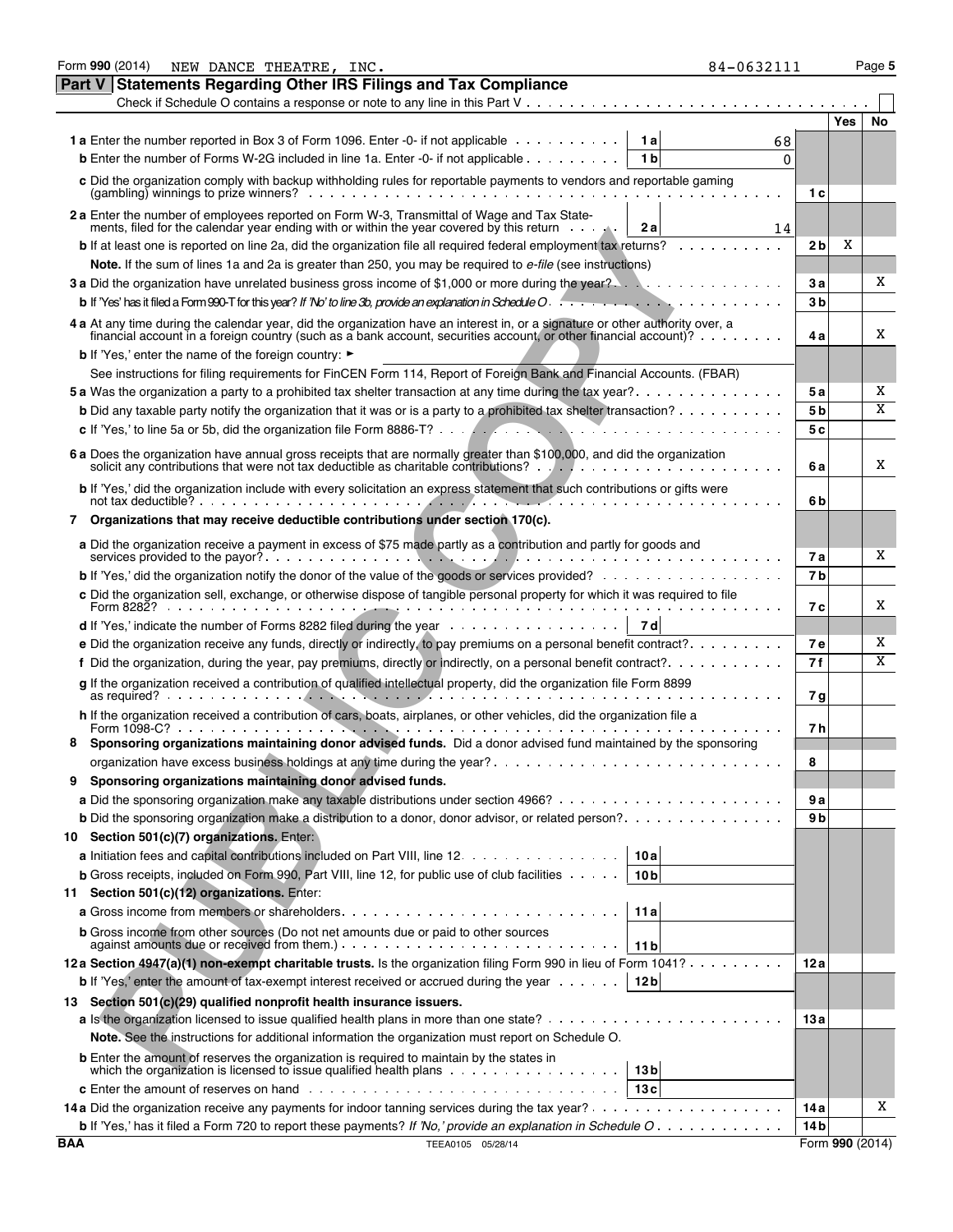Form 990 (2014) NEW DANCE THEATRE, INC. 84-0632111 Page 5

## Part V Statements Regarding Other IRS Filings and Tax Compliance

Check if Schedule O contains a response or note to any line in this Part V . . . . . . . . . . . . . . . . . . . . . . . . . . . . . . . . ☐

| | | | | Yes | No |
|---|---|---|---|---|---|
| **1 a** Enter the number reported in Box 3 of Form 1096. Enter -0- if not applicable | 1 a | 68 | | | |
| **b** Enter the number of Forms W-2G included in line 1a. Enter -0- if not applicable | 1 b | 0 | | | |
| **c** Did the organization comply with backup withholding rules for reportable payments to vendors and reportable gaming (gambling) winnings to prize winners? | | | 1 c | | |
| **2 a** Enter the number of employees reported on Form W-3, Transmittal of Wage and Tax Statements, filed for the calendar year ending with or within the year covered by this return | 2 a | 14 | | | |
| **b** If at least one is reported on line 2a, did the organization file all required federal employment tax returns? | | | 2 b | X | |
| **Note.** If the sum of lines 1a and 2a is greater than 250, you may be required to *e-file* (see instructions) | | | | | |
| **3 a** Did the organization have unrelated business gross income of $1,000 or more during the year? | | | 3 a | | X |
| **b** If 'Yes' has it filed a Form 990-T for this year? *If 'No' to line 3b, provide an explanation in Schedule O* | | | 3 b | | |
| **4 a** At any time during the calendar year, did the organization have an interest in, or a signature or other authority over, a financial account in a foreign country (such as a bank account, securities account, or other financial account)? | | | 4 a | | X |
| **b** If 'Yes,' enter the name of the foreign country: ► | | | | | |
| See instructions for filing requirements for FinCEN Form 114, Report of Foreign Bank and Financial Accounts. (FBAR) | | | | | |
| **5 a** Was the organization a party to a prohibited tax shelter transaction at any time during the tax year? | | | 5 a | | X |
| **b** Did any taxable party notify the organization that it was or is a party to a prohibited tax shelter transaction? | | | 5 b | | X |
| **c** If 'Yes,' to line 5a or 5b, did the organization file Form 8886-T? | | | 5 c | | |
| **6 a** Does the organization have annual gross receipts that are normally greater than $100,000, and did the organization solicit any contributions that were not tax deductible as charitable contributions? | | | 6 a | | X |
| **b** If 'Yes,' did the organization include with every solicitation an express statement that such contributions or gifts were not tax deductible? | | | 6 b | | |
| **7 Organizations that may receive deductible contributions under section 170(c).** | | | | | |
| **a** Did the organization receive a payment in excess of $75 made partly as a contribution and partly for goods and services provided to the payor? | | | 7 a | | X |
| **b** If 'Yes,' did the organization notify the donor of the value of the goods or services provided? | | | 7 b | | |
| **c** Did the organization sell, exchange, or otherwise dispose of tangible personal property for which it was required to file Form 8282? | | | 7 c | | X |
| **d** If 'Yes,' indicate the number of Forms 8282 filed during the year | 7 d | | | | |
| **e** Did the organization receive any funds, directly or indirectly, to pay premiums on a personal benefit contract? | | | 7 e | | X |
| **f** Did the organization, during the year, pay premiums, directly or indirectly, on a personal benefit contract? | | | 7 f | | X |
| **g** If the organization received a contribution of qualified intellectual property, did the organization file Form 8899 as required? | | | 7 g | | |
| **h** If the organization received a contribution of cars, boats, airplanes, or other vehicles, did the organization file a Form 1098-C? | | | 7 h | | |
| **8 Sponsoring organizations maintaining donor advised funds.** Did a donor advised fund maintained by the sponsoring organization have excess business holdings at any time during the year? | | | 8 | | |
| **9 Sponsoring organizations maintaining donor advised funds.** | | | | | |
| **a** Did the sponsoring organization make any taxable distributions under section 4966? | | | 9 a | | |
| **b** Did the sponsoring organization make a distribution to a donor, donor advisor, or related person? | | | 9 b | | |
| **10 Section 501(c)(7) organizations.** Enter: | | | | | |
| **a** Initiation fees and capital contributions included on Part VIII, line 12 | 10 a | | | | |
| **b** Gross receipts, included on Form 990, Part VIII, line 12, for public use of club facilities | 10 b | | | | |
| **11 Section 501(c)(12) organizations.** Enter: | | | | | |
| **a** Gross income from members or shareholders | 11 a | | | | |
| **b** Gross income from other sources (Do not net amounts due or paid to other sources against amounts due or received from them.) | 11 b | | | | |
| **12 a Section 4947(a)(1) non-exempt charitable trusts.** Is the organization filing Form 990 in lieu of Form 1041? | | | 12 a | | |
| **b** If 'Yes,' enter the amount of tax-exempt interest received or accrued during the year | 12 b | | | | |
| **13 Section 501(c)(29) qualified nonprofit health insurance issuers.** | | | | | |
| **a** Is the organization licensed to issue qualified health plans in more than one state? | | | 13 a | | |
| **Note.** See the instructions for additional information the organization must report on Schedule O. | | | | | |
| **b** Enter the amount of reserves the organization is required to maintain by the states in which the organization is licensed to issue qualified health plans | 13 b | | | | |
| **c** Enter the amount of reserves on hand | 13 c | | | | |
| **14 a** Did the organization receive any payments for indoor tanning services during the tax year? | | | 14 a | | X |
| **b** If 'Yes,' has it filed a Form 720 to report these payments? *If 'No,' provide an explanation in Schedule O* | | | 14 b | | |

BAA TEEA0105 05/28/14 Form **990** (2014)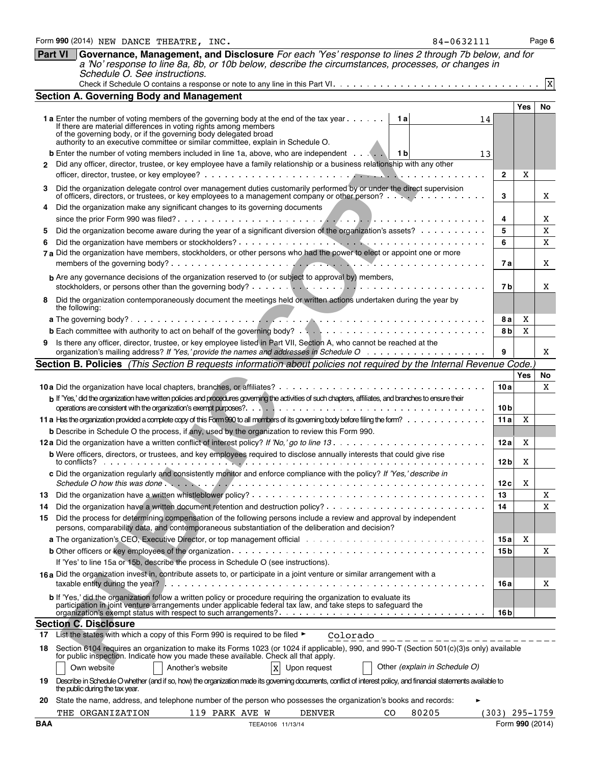Form **990** (2014) NEW DANCE THEATRE, INC. 84-0632111

## Part VI Governance, Management, and Disclosure

*For each 'Yes' response to lines 2 through 7b below, and for a 'No' response to line 8a, 8b, or 10b below, describe the circumstances, processes, or changes in Schedule O. See instructions.*

Check if Schedule O contains a response or note to any line in this Part VI. . . . X

### Section A. Governing Body and Management

| | | | Yes | No |
|---|---|---|---|---|
| **1a** | Enter the number of voting members of the governing body at the end of the tax year . . . **1a** 14<br>If there are material differences in voting rights among members of the governing body, or if the governing body delegated broad authority to an executive committee or similar committee, explain in Schedule O. | | | |
| **b** | Enter the number of voting members included in line 1a, above, who are independent . . . **1b** 13 | | | |
| **2** | Did any officer, director, trustee, or key employee have a family relationship or a business relationship with any other officer, director, trustee, or key employee? | 2 | X | |
| **3** | Did the organization delegate control over management duties customarily performed by or under the direct supervision of officers, directors, or trustees, or key employees to a management company or other person? | 3 | | X |
| **4** | Did the organization make any significant changes to its governing documents since the prior Form 990 was filed? | 4 | | X |
| **5** | Did the organization become aware during the year of a significant diversion of the organization's assets? | 5 | | X |
| **6** | Did the organization have members or stockholders? | 6 | | X |
| **7a** | Did the organization have members, stockholders, or other persons who had the power to elect or appoint one or more members of the governing body? | 7a | | X |
| **b** | Are any governance decisions of the organization reserved to (or subject to approval by) members, stockholders, or persons other than the governing body? | 7b | | X |
| **8** | Did the organization contemporaneously document the meetings held or written actions undertaken during the year by the following: | | | |
| **a** | The governing body? | 8a | X | |
| **b** | Each committee with authority to act on behalf of the governing body? | 8b | X | |
| **9** | Is there any officer, director, trustee, or key employee listed in Part VII, Section A, who cannot be reached at the organization's mailing address? *If 'Yes,' provide the names and addresses in Schedule O* | 9 | | X |

### Section B. Policies *(This Section B requests information about policies not required by the Internal Revenue Code.)*

| | | | Yes | No |
|---|---|---|---|---|
| **10a** | Did the organization have local chapters, branches, or affiliates? | 10a | | X |
| **b** | If 'Yes,' did the organization have written policies and procedures governing the activities of such chapters, affiliates, and branches to ensure their operations are consistent with the organization's exempt purposes? | 10b | | |
| **11a** | Has the organization provided a complete copy of this Form 990 to all members of its governing body before filing the form? | 11a | X | |
| **b** | Describe in Schedule O the process, if any, used by the organization to review this Form 990. | | | |
| **12a** | Did the organization have a written conflict of interest policy? *If 'No,' go to line 13* | 12a | X | |
| **b** | Were officers, directors, or trustees, and key employees required to disclose annually interests that could give rise to conflicts? | 12b | X | |
| **c** | Did the organization regularly and consistently monitor and enforce compliance with the policy? *If 'Yes,' describe in Schedule O how this was done* | 12c | X | |
| **13** | Did the organization have a written whistleblower policy? | 13 | | X |
| **14** | Did the organization have a written document retention and destruction policy? | 14 | | X |
| **15** | Did the process for determining compensation of the following persons include a review and approval by independent persons, comparability data, and contemporaneous substantiation of the deliberation and decision? | | | |
| **a** | The organization's CEO, Executive Director, or top management official | 15a | X | |
| **b** | Other officers or key employees of the organization | 15b | | X |
| | If 'Yes' to line 15a or 15b, describe the process in Schedule O (see instructions). | | | |
| **16a** | Did the organization invest in, contribute assets to, or participate in a joint venture or similar arrangement with a taxable entity during the year? | 16a | | X |
| **b** | If 'Yes,' did the organization follow a written policy or procedure requiring the organization to evaluate its participation in joint venture arrangements under applicable federal tax law, and take steps to safeguard the organization's exempt status with respect to such arrangements? | 16b | | |

### Section C. Disclosure

**17** List the states with which a copy of this Form 990 is required to be filed ► Colorado

**18** Section 6104 requires an organization to make its Forms 1023 (or 1024 if applicable), 990, and 990-T (Section 501(c)(3)s only) available for public inspection. Indicate how you made these available. Check all that apply.

☐ Own website ☐ Another's website ☒ Upon request ☐ Other *(explain in Schedule O)*

**19** Describe in Schedule O whether (and if so, how) the organization made its governing documents, conflict of interest policy, and financial statements available to the public during the tax year.

**20** State the name, address, and telephone number of the person who possesses the organization's books and records: ►

THE ORGANIZATION 119 PARK AVE W DENVER CO 80205 (303) 295-1759

BAA TEEA0106 11/13/14 Form **990** (2014)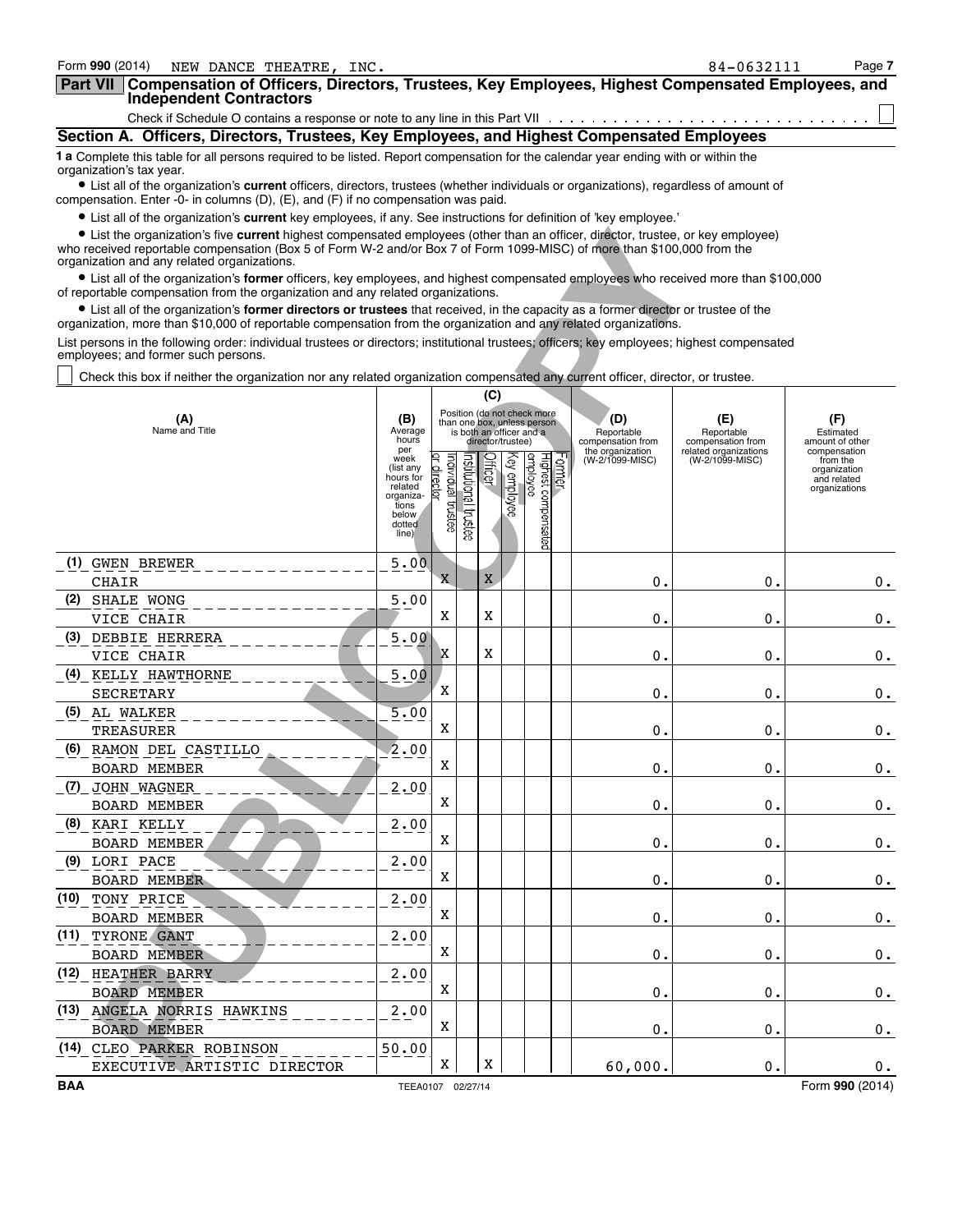Form **990** (2014) NEW DANCE THEATRE, INC. 84-0632111 Page **7**

## Part VII Compensation of Officers, Directors, Trustees, Key Employees, Highest Compensated Employees, and Independent Contractors

Check if Schedule O contains a response or note to any line in this Part VII . . . . . . . . . . . . . . . . . . . . . . . . . . . . . . ☐

### Section A. Officers, Directors, Trustees, Key Employees, and Highest Compensated Employees

**1 a** Complete this table for all persons required to be listed. Report compensation for the calendar year ending with or within the organization's tax year.

- List all of the organization's **current** officers, directors, trustees (whether individuals or organizations), regardless of amount of compensation. Enter -0- in columns (D), (E), and (F) if no compensation was paid.
- List all of the organization's **current** key employees, if any. See instructions for definition of 'key employee.'
- List the organization's five **current** highest compensated employees (other than an officer, director, trustee, or key employee) who received reportable compensation (Box 5 of Form W-2 and/or Box 7 of Form 1099-MISC) of more than $100,000 from the organization and any related organizations.
- List all of the organization's **former** officers, key employees, and highest compensated employees who received more than $100,000 of reportable compensation from the organization and any related organizations.
- List all of the organization's **former directors or trustees** that received, in the capacity as a former director or trustee of the organization, more than $10,000 of reportable compensation from the organization and any related organizations.

List persons in the following order: individual trustees or directors; institutional trustees; officers; key employees; highest compensated employees; and former such persons.

☐ Check this box if neither the organization nor any related organization compensated any current officer, director, or trustee.

| (A) Name and Title | (B) Average hours per week (list any hours for related organizations below dotted line) | (C) Position (do not check more than one box, unless person is both an officer and a director/trustee) | | | | | | (D) Reportable compensation from the organization (W-2/1099-MISC) | (E) Reportable compensation from related organizations (W-2/1099-MISC) | (F) Estimated amount of other compensation from the organization and related organizations |
|---|---|---|---|---|---|---|---|---|---|---|
| | | Individual trustee or director | Institutional trustee | Officer | Key employee | Highest compensated employee | Former | | | |
| (1) GWEN BREWER<br>CHAIR | 5.00 | X | | X | | | | 0. | 0. | 0. |
| (2) SHALE WONG<br>VICE CHAIR | 5.00 | X | | X | | | | 0. | 0. | 0. |
| (3) DEBBIE HERRERA<br>VICE CHAIR | 5.00 | X | | X | | | | 0. | 0. | 0. |
| (4) KELLY HAWTHORNE<br>SECRETARY | 5.00 | X | | | | | | 0. | 0. | 0. |
| (5) AL WALKER<br>TREASURER | 5.00 | X | | | | | | 0. | 0. | 0. |
| (6) RAMON DEL CASTILLO<br>BOARD MEMBER | 2.00 | X | | | | | | 0. | 0. | 0. |
| (7) JOHN WAGNER<br>BOARD MEMBER | 2.00 | X | | | | | | 0. | 0. | 0. |
| (8) KARI KELLY<br>BOARD MEMBER | 2.00 | X | | | | | | 0. | 0. | 0. |
| (9) LORI PACE<br>BOARD MEMBER | 2.00 | X | | | | | | 0. | 0. | 0. |
| (10) TONY PRICE<br>BOARD MEMBER | 2.00 | X | | | | | | 0. | 0. | 0. |
| (11) TYRONE GANT<br>BOARD MEMBER | 2.00 | X | | | | | | 0. | 0. | 0. |
| (12) HEATHER BARRY<br>BOARD MEMBER | 2.00 | X | | | | | | 0. | 0. | 0. |
| (13) ANGELA NORRIS HAWKINS<br>BOARD MEMBER | 2.00 | X | | | | | | 0. | 0. | 0. |
| (14) CLEO PARKER ROBINSON<br>EXECUTIVE ARTISTIC DIRECTOR | 50.00 | X | | X | | | | 60,000. | 0. | 0. |

BAA TEEA0107 02/27/14 Form **990** (2014)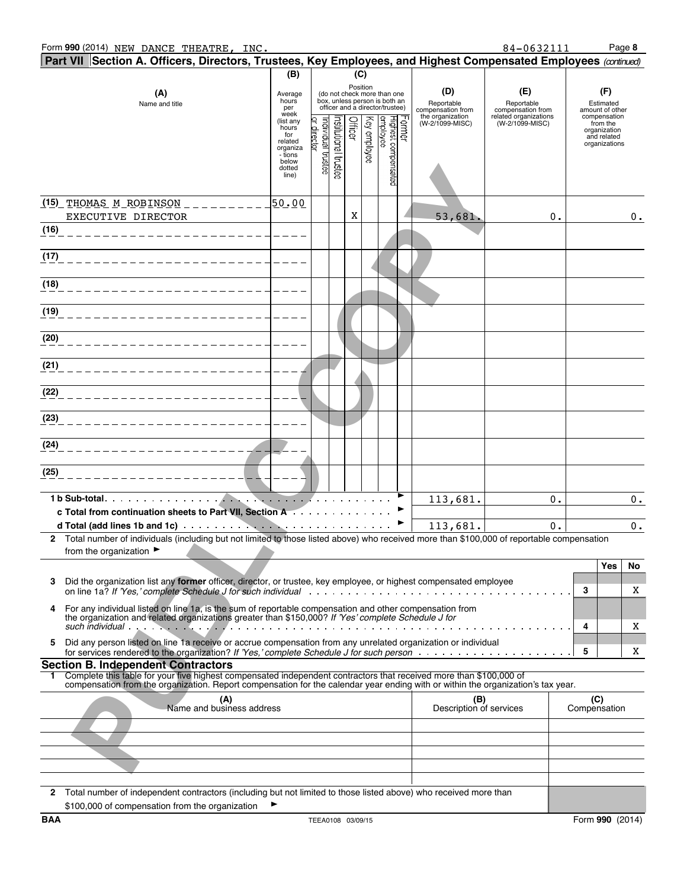Form **990** (2014) NEW DANCE THEATRE, INC. 84-0632111 Page **8**

## Part VII Section A. Officers, Directors, Trustees, Key Employees, and Highest Compensated Employees *(continued)*

| (A) Name and title | (B) Average hours per week (list any hours for related organizations below dotted line) | (C) Position: Individual trustee or director | Institutional trustee | Officer | Key employee | Highest compensated employee | Former | (D) Reportable compensation from the organization (W-2/1099-MISC) | (E) Reportable compensation from related organizations (W-2/1099-MISC) | (F) Estimated amount of other compensation from the organization and related organizations |
|---|---|---|---|---|---|---|---|---|---|---|
| (15) THOMAS M ROBINSON EXECUTIVE DIRECTOR | 50.00 | | | X | | | | 53,681. | 0. | 0. |
| (16) | | | | | | | | | | |
| (17) | | | | | | | | | | |
| (18) | | | | | | | | | | |
| (19) | | | | | | | | | | |
| (20) | | | | | | | | | | |
| (21) | | | | | | | | | | |
| (22) | | | | | | | | | | |
| (23) | | | | | | | | | | |
| (24) | | | | | | | | | | |
| (25) | | | | | | | | | | |
| **1 b Sub-total** | | | | | | | | 113,681. | 0. | 0. |
| **c Total from continuation sheets to Part VII, Section A** | | | | | | | | | | |
| **d Total (add lines 1b and 1c)** | | | | | | | | 113,681. | 0. | 0. |

**2** Total number of individuals (including but not limited to those listed above) who received more than $100,000 of reportable compensation from the organization ►

| | | Yes | No |
|---|---|---|---|
| **3** Did the organization list any **former** officer, director, or trustee, key employee, or highest compensated employee on line 1a? *If 'Yes,' complete Schedule J for such individual* | 3 | | X |
| **4** For any individual listed on line 1a, is the sum of reportable compensation and other compensation from the organization and related organizations greater than $150,000? *If 'Yes' complete Schedule J for such individual* | 4 | | X |
| **5** Did any person listed on line 1a receive or accrue compensation from any unrelated organization or individual for services rendered to the organization? *If 'Yes,' complete Schedule J for such person* | 5 | | X |

## Section B. Independent Contractors

**1** Complete this table for your five highest compensated independent contractors that received more than $100,000 of compensation from the organization. Report compensation for the calendar year ending with or within the organization's tax year.

| (A) Name and business address | (B) Description of services | (C) Compensation |
|---|---|---|
| | | |
| | | |
| | | |
| | | |
| | | |

**2** Total number of independent contractors (including but not limited to those listed above) who received more than $100,000 of compensation from the organization ►

BAA TEEA0108 03/09/15 Form **990** (2014)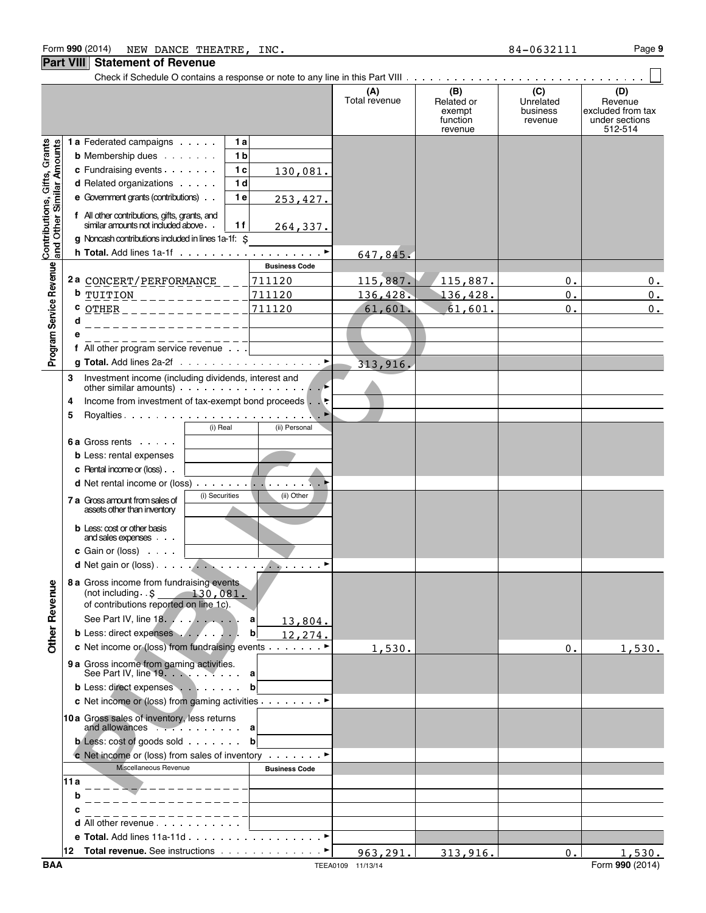Form **990** (2014) NEW DANCE THEATRE, INC. 84-0632111

## Part VIII Statement of Revenue

Check if Schedule O contains a response or note to any line in this Part VIII . . . . . . . . . . . . . . . . . . . . . . . . . . . . . . ☐

| | | | | (A) Total revenue | (B) Related or exempt function revenue | (C) Unrelated business revenue | (D) Revenue excluded from tax under sections 512-514 |
|---|---|---|---|---|---|---|---|
| **Contributions, Gifts, Grants and Other Similar Amounts** | **1a** Federated campaigns | 1a | | | | | |
| | **b** Membership dues | 1b | | | | | |
| | **c** Fundraising events | 1c | 130,081. | | | | |
| | **d** Related organizations | 1d | | | | | |
| | **e** Government grants (contributions) | 1e | 253,427. | | | | |
| | **f** All other contributions, gifts, grants, and similar amounts not included above | 1f | 264,337. | | | | |
| | **g** Noncash contributions included in lines 1a-1f: $ | | | | | | |
| | **h Total.** Add lines 1a-1f | | ► | 647,845. | | | |
| **Program Service Revenue** | | | **Business Code** | | | | |
| | **2a** CONCERT/PERFORMANCE | | 711120 | 115,887. | 115,887. | 0. | 0. |
| | **b** TUITION | | 711120 | 136,428. | 136,428. | 0. | 0. |
| | **c** OTHER | | 711120 | 61,601. | 61,601. | 0. | 0. |
| | **d** | | | | | | |
| | **e** | | | | | | |
| | **f** All other program service revenue | | | | | | |
| | **g Total.** Add lines 2a-2f | | ► | 313,916. | | | |
| **Other Revenue** | **3** Investment income (including dividends, interest and other similar amounts) | | ► | | | | |
| | **4** Income from investment of tax-exempt bond proceeds | | ► | | | | |
| | **5** Royalties | | ► | | | | |
| | | (i) Real | (ii) Personal | | | | |
| | **6a** Gross rents | | | | | | |
| | **b** Less: rental expenses | | | | | | |
| | **c** Rental income or (loss) | | | | | | |
| | **d** Net rental income or (loss) | | ► | | | | |
| | | (i) Securities | (ii) Other | | | | |
| | **7a** Gross amount from sales of assets other than inventory | | | | | | |
| | **b** Less: cost or other basis and sales expenses | | | | | | |
| | **c** Gain or (loss) | | | | | | |
| | **d** Net gain or (loss) | | ► | | | | |
| | **8a** Gross income from fundraising events (not including $ 130,081. of contributions reported on line 1c). See Part IV, line 18 | a | 13,804. | | | | |
| | **b** Less: direct expenses | b | 12,274. | | | | |
| | **c** Net income or (loss) from fundraising events | | ► | 1,530. | | 0. | 1,530. |
| | **9a** Gross income from gaming activities. See Part IV, line 19 | a | | | | | |
| | **b** Less: direct expenses | b | | | | | |
| | **c** Net income or (loss) from gaming activities | | ► | | | | |
| | **10a** Gross sales of inventory, less returns and allowances | a | | | | | |
| | **b** Less: cost of goods sold | b | | | | | |
| | **c** Net income or (loss) from sales of inventory | | ► | | | | |
| | Miscellaneous Revenue | | **Business Code** | | | | |
| | **11a** | | | | | | |
| | **b** | | | | | | |
| | **c** | | | | | | |
| | **d** All other revenue | | | | | | |
| | **e Total.** Add lines 11a-11d | | ► | | | | |
| | **12 Total revenue.** See instructions | | ► | 963,291. | 313,916. | 0. | 1,530. |

BAA TEEA0109 11/13/14 Form **990** (2014)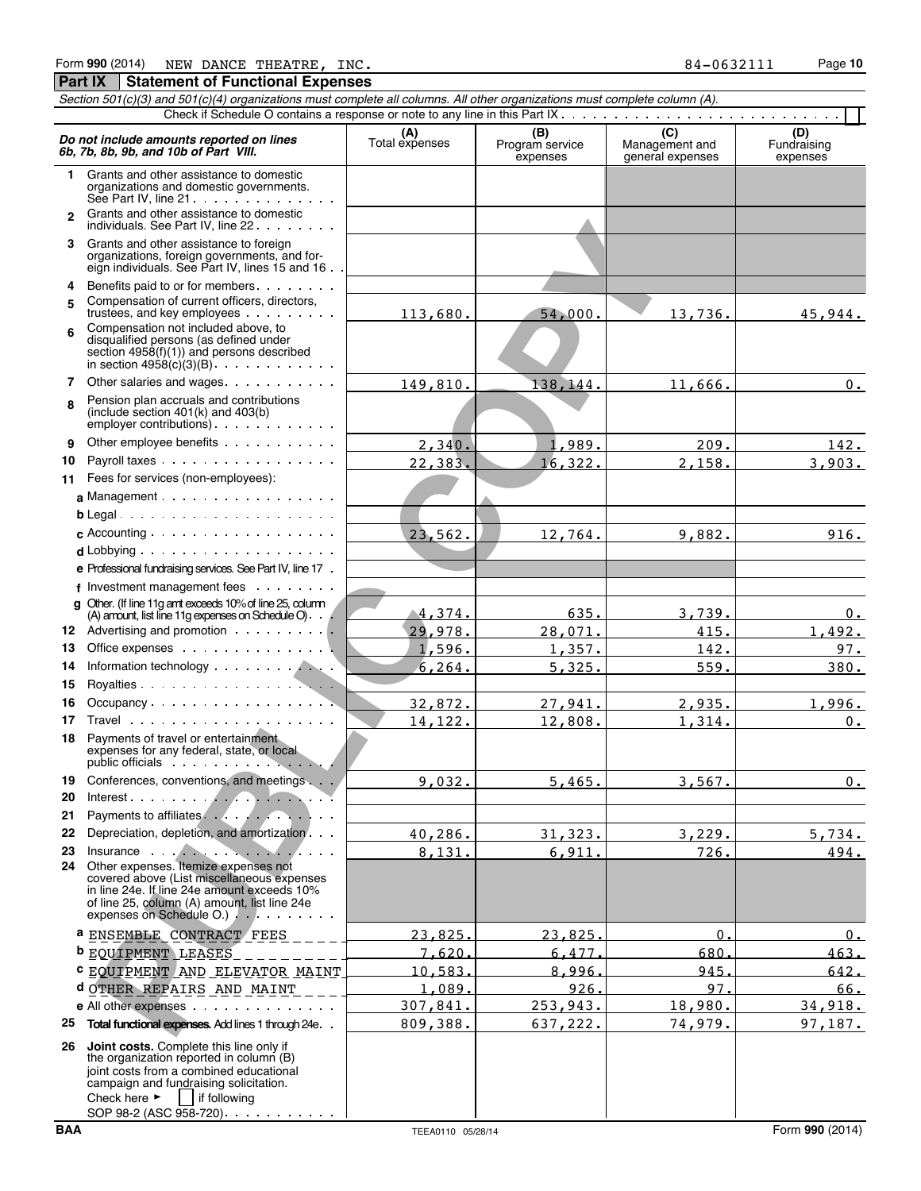Form **990** (2014) NEW DANCE THEATRE, INC. 84-0632111

## Part IX Statement of Functional Expenses

*Section 501(c)(3) and 501(c)(4) organizations must complete all columns. All other organizations must complete column (A).*

Check if Schedule O contains a response or note to any line in this Part IX . . . ☐

| *Do not include amounts reported on lines 6b, 7b, 8b, 9b, and 10b of Part VIII.* | (A) Total expenses | (B) Program service expenses | (C) Management and general expenses | (D) Fundraising expenses |
|---|---|---|---|---|
| **1** Grants and other assistance to domestic organizations and domestic governments. See Part IV, line 21 | | | | |
| **2** Grants and other assistance to domestic individuals. See Part IV, line 22 | | | | |
| **3** Grants and other assistance to foreign organizations, foreign governments, and foreign individuals. See Part IV, lines 15 and 16 | | | | |
| **4** Benefits paid to or for members | | | | |
| **5** Compensation of current officers, directors, trustees, and key employees | 113,680. | 54,000. | 13,736. | 45,944. |
| **6** Compensation not included above, to disqualified persons (as defined under section 4958(f)(1)) and persons described in section 4958(c)(3)(B) | | | | |
| **7** Other salaries and wages | 149,810. | 138,144. | 11,666. | 0. |
| **8** Pension plan accruals and contributions (include section 401(k) and 403(b) employer contributions) | | | | |
| **9** Other employee benefits | 2,340. | 1,989. | 209. | 142. |
| **10** Payroll taxes | 22,383. | 16,322. | 2,158. | 3,903. |
| **11** Fees for services (non-employees): | | | | |
| **a** Management | | | | |
| **b** Legal | | | | |
| **c** Accounting | 23,562. | 12,764. | 9,882. | 916. |
| **d** Lobbying | | | | |
| **e** Professional fundraising services. See Part IV, line 17 | | | | |
| **f** Investment management fees | | | | |
| **g** Other. (If line 11g amt exceeds 10% of line 25, column (A) amount, list line 11g expenses on Schedule O.) | 4,374. | 635. | 3,739. | 0. |
| **12** Advertising and promotion | 29,978. | 28,071. | 415. | 1,492. |
| **13** Office expenses | 1,596. | 1,357. | 142. | 97. |
| **14** Information technology | 6,264. | 5,325. | 559. | 380. |
| **15** Royalties | | | | |
| **16** Occupancy | 32,872. | 27,941. | 2,935. | 1,996. |
| **17** Travel | 14,122. | 12,808. | 1,314. | 0. |
| **18** Payments of travel or entertainment expenses for any federal, state, or local public officials | | | | |
| **19** Conferences, conventions, and meetings | 9,032. | 5,465. | 3,567. | 0. |
| **20** Interest | | | | |
| **21** Payments to affiliates | | | | |
| **22** Depreciation, depletion, and amortization | 40,286. | 31,323. | 3,229. | 5,734. |
| **23** Insurance | 8,131. | 6,911. | 726. | 494. |
| **24** Other expenses. Itemize expenses not covered above (List miscellaneous expenses in line 24e. If line 24e amount exceeds 10% of line 25, column (A) amount, list line 24e expenses on Schedule O.) | | | | |
| **a** ENSEMBLE CONTRACT FEES | 23,825. | 23,825. | 0. | 0. |
| **b** EQUIPMENT LEASES | 7,620. | 6,477. | 680. | 463. |
| **c** EQUIPMENT AND ELEVATOR MAINT | 10,583. | 8,996. | 945. | 642. |
| **d** OTHER REPAIRS AND MAINT | 1,089. | 926. | 97. | 66. |
| **e** All other expenses | 307,841. | 253,943. | 18,980. | 34,918. |
| **25** **Total functional expenses.** Add lines 1 through 24e | 809,388. | 637,222. | 74,979. | 97,187. |
| **26** **Joint costs.** Complete this line only if the organization reported in column (B) joint costs from a combined educational campaign and fundraising solicitation. Check here ► ☐ if following SOP 98-2 (ASC 958-720) | | | | |

BAA TEEA0110 05/28/14 Form **990** (2014)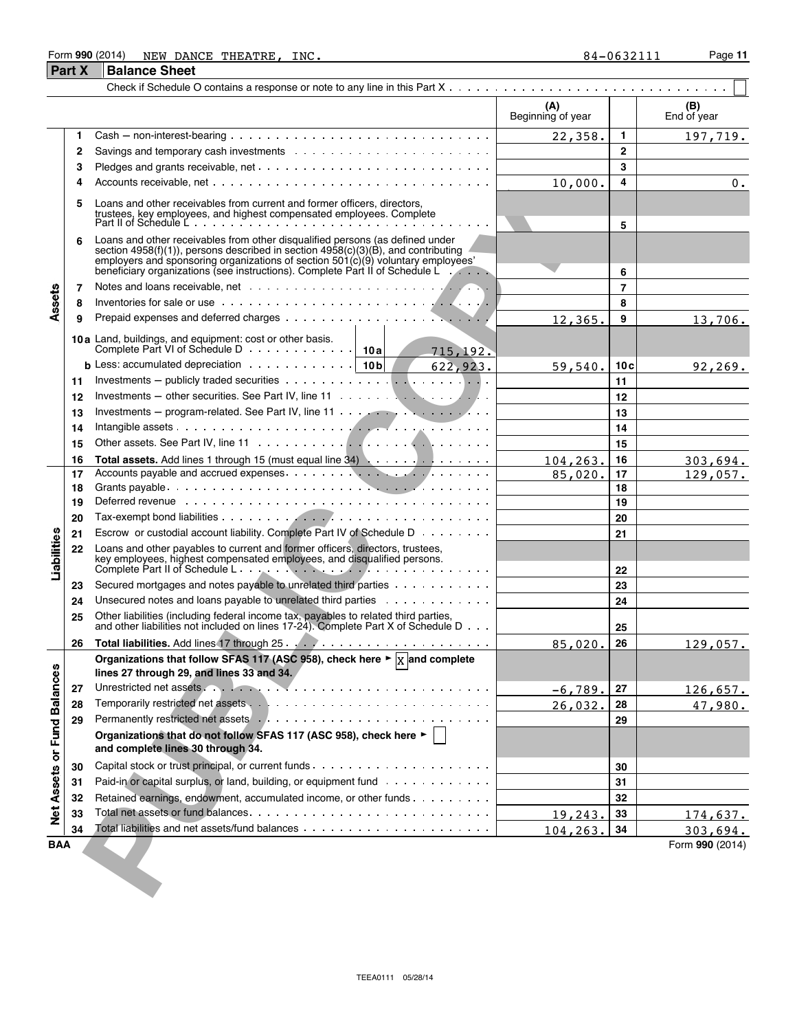Form 990 (2014) NEW DANCE THEATRE, INC. 84-0632111

## Part X Balance Sheet

Check if Schedule O contains a response or note to any line in this Part X . . . . . . . . . . ☐

| | | | (A) Beginning of year | | (B) End of year |
|---|---|---|---|---|---|
| Assets | 1 | Cash – non-interest-bearing | 22,358. | 1 | 197,719. |
| | 2 | Savings and temporary cash investments | | 2 | |
| | 3 | Pledges and grants receivable, net | | 3 | |
| | 4 | Accounts receivable, net | 10,000. | 4 | 0. |
| | 5 | Loans and other receivables from current and former officers, directors, trustees, key employees, and highest compensated employees. Complete Part II of Schedule L | | 5 | |
| | 6 | Loans and other receivables from other disqualified persons (as defined under section 4958(f)(1)), persons described in section 4958(c)(3)(B), and contributing employers and sponsoring organizations of section 501(c)(9) voluntary employees' beneficiary organizations (see instructions). Complete Part II of Schedule L | | 6 | |
| | 7 | Notes and loans receivable, net | | 7 | |
| | 8 | Inventories for sale or use | | 8 | |
| | 9 | Prepaid expenses and deferred charges | 12,365. | 9 | 13,706. |
| | 10a | Land, buildings, and equipment: cost or other basis. Complete Part VI of Schedule D . . . 10a 715,192. | | | |
| | b | Less: accumulated depreciation . . . 10b 622,923. | 59,540. | 10c | 92,269. |
| | 11 | Investments – publicly traded securities | | 11 | |
| | 12 | Investments – other securities. See Part IV, line 11 | | 12 | |
| | 13 | Investments – program-related. See Part IV, line 11 | | 13 | |
| | 14 | Intangible assets | | 14 | |
| | 15 | Other assets. See Part IV, line 11 | | 15 | |
| | 16 | **Total assets.** Add lines 1 through 15 (must equal line 34) | 104,263. | 16 | 303,694. |
| Liabilities | 17 | Accounts payable and accrued expenses | 85,020. | 17 | 129,057. |
| | 18 | Grants payable | | 18 | |
| | 19 | Deferred revenue | | 19 | |
| | 20 | Tax-exempt bond liabilities | | 20 | |
| | 21 | Escrow or custodial account liability. Complete Part IV of Schedule D | | 21 | |
| | 22 | Loans and other payables to current and former officers, directors, trustees, key employees, highest compensated employees, and disqualified persons. Complete Part II of Schedule L | | 22 | |
| | 23 | Secured mortgages and notes payable to unrelated third parties | | 23 | |
| | 24 | Unsecured notes and loans payable to unrelated third parties | | 24 | |
| | 25 | Other liabilities (including federal income tax, payables to related third parties, and other liabilities not included on lines 17-24). Complete Part X of Schedule D | | 25 | |
| | 26 | **Total liabilities.** Add lines 17 through 25 | 85,020. | 26 | 129,057. |
| Net Assets or Fund Balances | | **Organizations that follow SFAS 117 (ASC 958), check here ► ☒ and complete lines 27 through 29, and lines 33 and 34.** | | | |
| | 27 | Unrestricted net assets | -6,789. | 27 | 126,657. |
| | 28 | Temporarily restricted net assets | 26,032. | 28 | 47,980. |
| | 29 | Permanently restricted net assets | | 29 | |
| | | **Organizations that do not follow SFAS 117 (ASC 958), check here ► ☐ and complete lines 30 through 34.** | | | |
| | 30 | Capital stock or trust principal, or current funds | | 30 | |
| | 31 | Paid-in or capital surplus, or land, building, or equipment fund | | 31 | |
| | 32 | Retained earnings, endowment, accumulated income, or other funds | | 32 | |
| | 33 | Total net assets or fund balances | 19,243. | 33 | 174,637. |
| | 34 | Total liabilities and net assets/fund balances | 104,263. | 34 | 303,694. |

BAA Form 990 (2014)

TEEA0111 05/28/14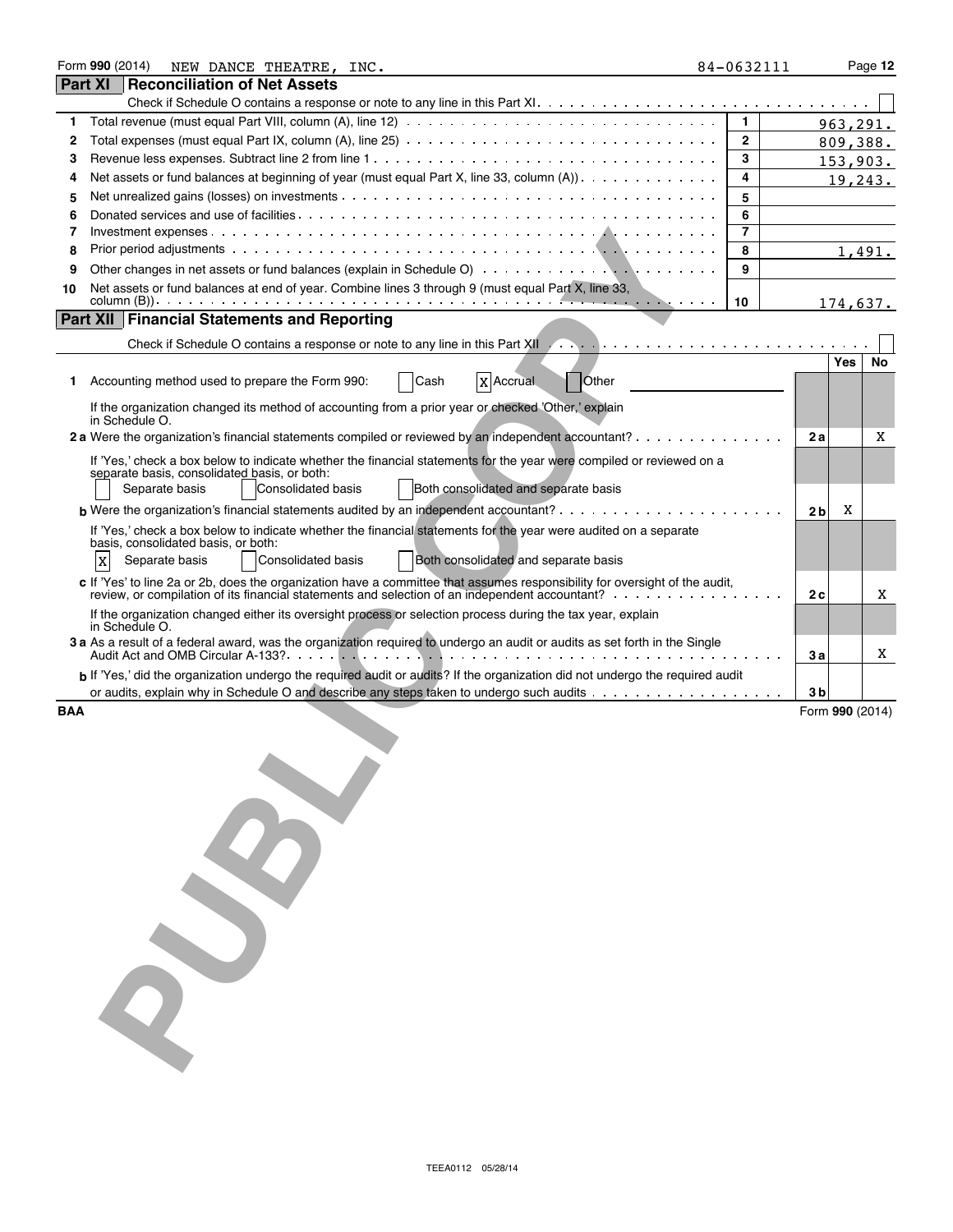Form **990** (2014) NEW DANCE THEATRE, INC. 84-0632111

## Part XI Reconciliation of Net Assets

Check if Schedule O contains a response or note to any line in this Part XI. [ ]

| | | | |
|---|---|---|---|
| 1 | Total revenue (must equal Part VIII, column (A), line 12) | 1 | 963,291. |
| 2 | Total expenses (must equal Part IX, column (A), line 25) | 2 | 809,388. |
| 3 | Revenue less expenses. Subtract line 2 from line 1 | 3 | 153,903. |
| 4 | Net assets or fund balances at beginning of year (must equal Part X, line 33, column (A)) | 4 | 19,243. |
| 5 | Net unrealized gains (losses) on investments | 5 | |
| 6 | Donated services and use of facilities | 6 | |
| 7 | Investment expenses | 7 | |
| 8 | Prior period adjustments | 8 | 1,491. |
| 9 | Other changes in net assets or fund balances (explain in Schedule O) | 9 | |
| 10 | Net assets or fund balances at end of year. Combine lines 3 through 9 (must equal Part X, line 33, column (B)) | 10 | 174,637. |

## Part XII Financial Statements and Reporting

Check if Schedule O contains a response or note to any line in this Part XII [ ]

| | | | Yes | No |
|---|---|---|---|---|
| **1** | Accounting method used to prepare the Form 990: [ ] Cash [X] Accrual [ ] Other | | | |
| | If the organization changed its method of accounting from a prior year or checked 'Other,' explain in Schedule O. | | | |
| **2 a** | Were the organization's financial statements compiled or reviewed by an independent accountant? | 2a | | X |
| | If 'Yes,' check a box below to indicate whether the financial statements for the year were compiled or reviewed on a separate basis, consolidated basis, or both: [ ] Separate basis [ ] Consolidated basis [ ] Both consolidated and separate basis | | | |
| **b** | Were the organization's financial statements audited by an independent accountant? | 2b | X | |
| | If 'Yes,' check a box below to indicate whether the financial statements for the year were audited on a separate basis, consolidated basis, or both: [X] Separate basis [ ] Consolidated basis [ ] Both consolidated and separate basis | | | |
| **c** | If 'Yes' to line 2a or 2b, does the organization have a committee that assumes responsibility for oversight of the audit, review, or compilation of its financial statements and selection of an independent accountant? | 2c | | X |
| | If the organization changed either its oversight process or selection process during the tax year, explain in Schedule O. | | | |
| **3 a** | As a result of a federal award, was the organization required to undergo an audit or audits as set forth in the Single Audit Act and OMB Circular A-133? | 3a | | X |
| **b** | If 'Yes,' did the organization undergo the required audit or audits? If the organization did not undergo the required audit or audits, explain why in Schedule O and describe any steps taken to undergo such audits | 3b | | |

BAA Form **990** (2014)

TEEA0112 05/28/14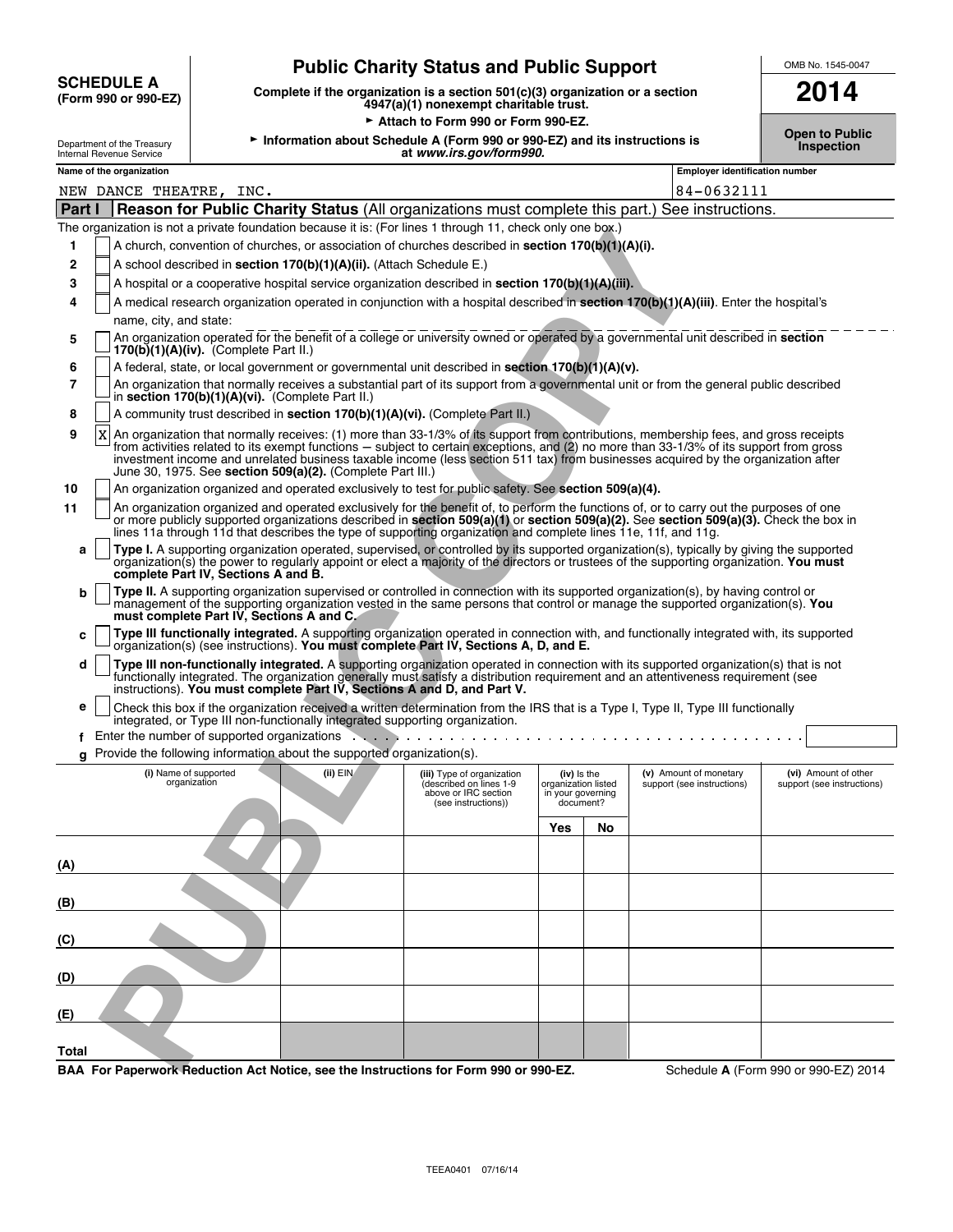# SCHEDULE A (Form 990 or 990-EZ)

## Public Charity Status and Public Support

**Complete if the organization is a section 501(c)(3) organization or a section 4947(a)(1) nonexempt charitable trust.**

► Attach to Form 990 or Form 990-EZ.

► Information about Schedule A (Form 990 or 990-EZ) and its instructions is at *www.irs.gov/form990.*

Department of the Treasury Internal Revenue Service

OMB No. 1545-0047

**2014**

**Open to Public Inspection**

**Name of the organization:** NEW DANCE THEATRE, INC.

**Employer identification number:** 84-0632111

### Part I — Reason for Public Charity Status (All organizations must complete this part.) See instructions.

The organization is not a private foundation because it is: (For lines 1 through 11, check only one box.)

1. [ ] A church, convention of churches, or association of churches described in **section 170(b)(1)(A)(i).**
2. [ ] A school described in **section 170(b)(1)(A)(ii).** (Attach Schedule E.)
3. [ ] A hospital or a cooperative hospital service organization described in **section 170(b)(1)(A)(iii).**
4. [ ] A medical research organization operated in conjunction with a hospital described in **section 170(b)(1)(A)(iii)**. Enter the hospital's name, city, and state:
5. [ ] An organization operated for the benefit of a college or university owned or operated by a governmental unit described in **section 170(b)(1)(A)(iv).** (Complete Part II.)
6. [ ] A federal, state, or local government or governmental unit described in **section 170(b)(1)(A)(v).**
7. [ ] An organization that normally receives a substantial part of its support from a governmental unit or from the general public described in **section 170(b)(1)(A)(vi).** (Complete Part II.)
8. [ ] A community trust described in **section 170(b)(1)(A)(vi).** (Complete Part II.)
9. [X] An organization that normally receives: (1) more than 33-1/3% of its support from contributions, membership fees, and gross receipts from activities related to its exempt functions — subject to certain exceptions, and (2) no more than 33-1/3% of its support from gross investment income and unrelated business taxable income (less section 511 tax) from businesses acquired by the organization after June 30, 1975. See **section 509(a)(2).** (Complete Part III.)
10. [ ] An organization organized and operated exclusively to test for public safety. See **section 509(a)(4).**
11. [ ] An organization organized and operated exclusively for the benefit of, to perform the functions of, or to carry out the purposes of one or more publicly supported organizations described in **section 509(a)(1)** or **section 509(a)(2).** See **section 509(a)(3).** Check the box in lines 11a through 11d that describes the type of supporting organization and complete lines 11e, 11f, and 11g.
   - **a** [ ] **Type I.** A supporting organization operated, supervised, or controlled by its supported organization(s), typically by giving the supported organization(s) the power to regularly appoint or elect a majority of the directors or trustees of the supporting organization. **You must complete Part IV, Sections A and B.**
   - **b** [ ] **Type II.** A supporting organization supervised or controlled in connection with its supported organization(s), by having control or management of the supporting organization vested in the same persons that control or manage the supported organization(s). **You must complete Part IV, Sections A and C.**
   - **c** [ ] **Type III functionally integrated.** A supporting organization operated in connection with, and functionally integrated with, its supported organization(s) (see instructions). **You must complete Part IV, Sections A, D, and E.**
   - **d** [ ] **Type III non-functionally integrated.** A supporting organization operated in connection with its supported organization(s) that is not functionally integrated. The organization generally must satisfy a distribution requirement and an attentiveness requirement (see instructions). **You must complete Part IV, Sections A and D, and Part V.**
   - **e** [ ] Check this box if the organization received a written determination from the IRS that is a Type I, Type II, Type III functionally integrated, or Type III non-functionally integrated supporting organization.
   - **f** Enter the number of supported organizations
   - **g** Provide the following information about the supported organization(s).

| | (i) Name of supported organization | (ii) EIN | (iii) Type of organization (described on lines 1-9 above or IRC section (see instructions)) | (iv) Is the organization listed in your governing document? Yes | No | (v) Amount of monetary support (see instructions) | (vi) Amount of other support (see instructions) |
|---|---|---|---|---|---|---|---|
| (A) | | | | | | | |
| (B) | | | | | | | |
| (C) | | | | | | | |
| (D) | | | | | | | |
| (E) | | | | | | | |
| Total | | | | | | | |

**BAA For Paperwork Reduction Act Notice, see the Instructions for Form 990 or 990-EZ.** Schedule **A** (Form 990 or 990-EZ) 2014

TEEA0401 07/16/14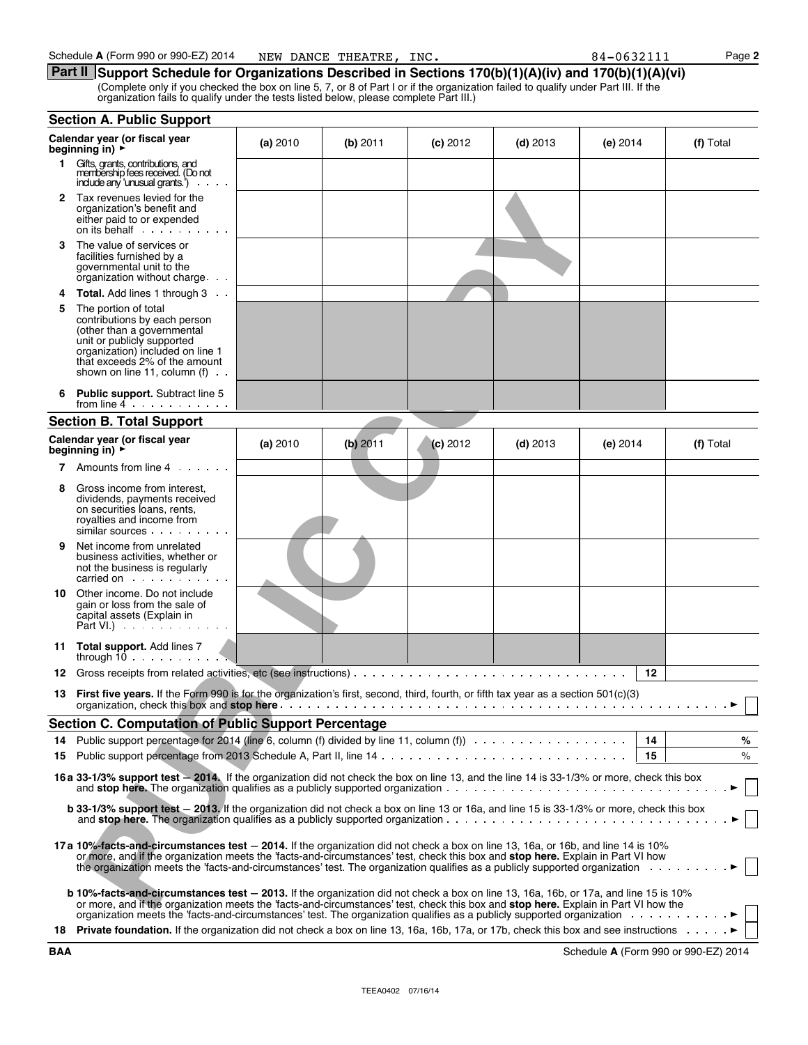Schedule **A** (Form 990 or 990-EZ) 2014 NEW DANCE THEATRE, INC. 84-0632111

## Part II Support Schedule for Organizations Described in Sections 170(b)(1)(A)(iv) and 170(b)(1)(A)(vi)

(Complete only if you checked the box on line 5, 7, or 8 of Part I or if the organization failed to qualify under Part III. If the organization fails to qualify under the tests listed below, please complete Part III.)

### Section A. Public Support

| Calendar year (or fiscal year beginning in) ► | (a) 2010 | (b) 2011 | (c) 2012 | (d) 2013 | (e) 2014 | (f) Total |
|---|---|---|---|---|---|---|
| **1** Gifts, grants, contributions, and membership fees received. (Do not include any 'unusual grants.') | | | | | | |
| **2** Tax revenues levied for the organization's benefit and either paid to or expended on its behalf | | | | | | |
| **3** The value of services or facilities furnished by a governmental unit to the organization without charge | | | | | | |
| **4** **Total.** Add lines 1 through 3 | | | | | | |
| **5** The portion of total contributions by each person (other than a governmental unit or publicly supported organization) included on line 1 that exceeds 2% of the amount shown on line 11, column (f) | | | | | | |
| **6** **Public support.** Subtract line 5 from line 4 | | | | | | |

### Section B. Total Support

| Calendar year (or fiscal year beginning in) ► | (a) 2010 | (b) 2011 | (c) 2012 | (d) 2013 | (e) 2014 | (f) Total |
|---|---|---|---|---|---|---|
| **7** Amounts from line 4 | | | | | | |
| **8** Gross income from interest, dividends, payments received on securities loans, rents, royalties and income from similar sources | | | | | | |
| **9** Net income from unrelated business activities, whether or not the business is regularly carried on | | | | | | |
| **10** Other income. Do not include gain or loss from the sale of capital assets (Explain in Part VI.) | | | | | | |
| **11** **Total support.** Add lines 7 through 10 | | | | | | |

**12** Gross receipts from related activities, etc (see instructions) . . . **12**

**13** **First five years.** If the Form 990 is for the organization's first, second, third, fourth, or fifth tax year as a section 501(c)(3) organization, check this box and **stop here** . . . ► ☐

### Section C. Computation of Public Support Percentage

**14** Public support percentage for 2014 (line 6, column (f) divided by line 11, column (f)) . . . **14** %

**15** Public support percentage from 2013 Schedule A, Part II, line 14 . . . **15** %

**16a** **33-1/3% support test – 2014.** If the organization did not check the box on line 13, and the line 14 is 33-1/3% or more, check this box and **stop here.** The organization qualifies as a publicly supported organization . . . ► ☐

**b** **33-1/3% support test – 2013.** If the organization did not check a box on line 13 or 16a, and line 15 is 33-1/3% or more, check this box and **stop here.** The organization qualifies as a publicly supported organization . . . ► ☐

**17a** **10%-facts-and-circumstances test – 2014.** If the organization did not check a box on line 13, 16a, or 16b, and line 14 is 10% or more, and if the organization meets the 'facts-and-circumstances' test, check this box and **stop here.** Explain in Part VI how the organization meets the 'facts-and-circumstances' test. The organization qualifies as a publicly supported organization . . . ► ☐

**b** **10%-facts-and-circumstances test – 2013.** If the organization did not check a box on line 13, 16a, 16b, or 17a, and line 15 is 10% or more, and if the organization meets the 'facts-and-circumstances' test, check this box and **stop here.** Explain in Part VI how the organization meets the 'facts-and-circumstances' test. The organization qualifies as a publicly supported organization . . . ► ☐

**18** **Private foundation.** If the organization did not check a box on line 13, 16a, 16b, 17a, or 17b, check this box and see instructions . . . ► ☐

BAA Schedule **A** (Form 990 or 990-EZ) 2014

TEEA0402 07/16/14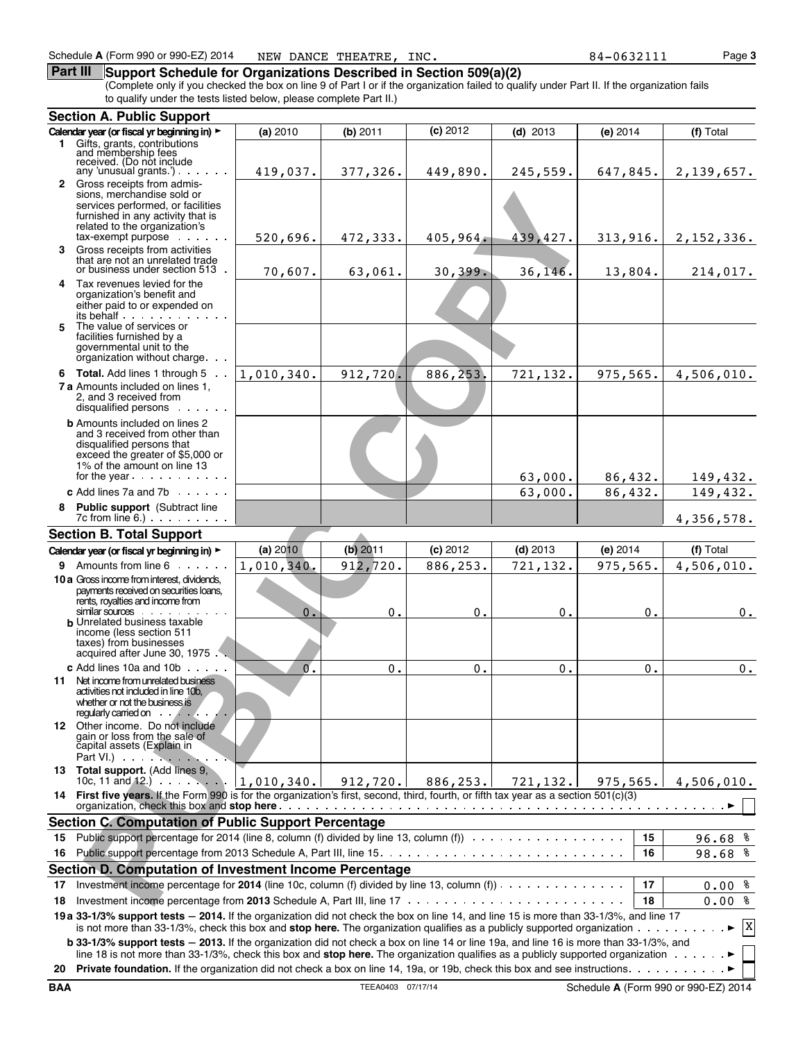Schedule A (Form 990 or 990-EZ) 2014 NEW DANCE THEATRE, INC. 84-0632111

## Part III Support Schedule for Organizations Described in Section 509(a)(2)

(Complete only if you checked the box on line 9 of Part I or if the organization failed to qualify under Part II. If the organization fails to qualify under the tests listed below, please complete Part II.)

### Section A. Public Support

| Calendar year (or fiscal yr beginning in) ► | (a) 2010 | (b) 2011 | (c) 2012 | (d) 2013 | (e) 2014 | (f) Total |
|---|---|---|---|---|---|---|
| 1 Gifts, grants, contributions and membership fees received. (Do not include any 'unusual grants.') | 419,037. | 377,326. | 449,890. | 245,559. | 647,845. | 2,139,657. |
| 2 Gross receipts from admissions, merchandise sold or services performed, or facilities furnished in any activity that is related to the organization's tax-exempt purpose | 520,696. | 472,333. | 405,964. | 439,427. | 313,916. | 2,152,336. |
| 3 Gross receipts from activities that are not an unrelated trade or business under section 513 | 70,607. | 63,061. | 30,399. | 36,146. | 13,804. | 214,017. |
| 4 Tax revenues levied for the organization's benefit and either paid to or expended on its behalf | | | | | | |
| 5 The value of services or facilities furnished by a governmental unit to the organization without charge | | | | | | |
| 6 Total. Add lines 1 through 5 | 1,010,340. | 912,720. | 886,253. | 721,132. | 975,565. | 4,506,010. |
| 7a Amounts included on lines 1, 2, and 3 received from disqualified persons | | | | | | |
| b Amounts included on lines 2 and 3 received from other than disqualified persons that exceed the greater of $5,000 or 1% of the amount on line 13 for the year | | | | 63,000. | 86,432. | 149,432. |
| c Add lines 7a and 7b | | | | 63,000. | 86,432. | 149,432. |
| 8 Public support (Subtract line 7c from line 6.) | | | | | | 4,356,578. |

### Section B. Total Support

| Calendar year (or fiscal yr beginning in) ► | (a) 2010 | (b) 2011 | (c) 2012 | (d) 2013 | (e) 2014 | (f) Total |
|---|---|---|---|---|---|---|
| 9 Amounts from line 6 | 1,010,340. | 912,720. | 886,253. | 721,132. | 975,565. | 4,506,010. |
| 10a Gross income from interest, dividends, payments received on securities loans, rents, royalties and income from similar sources | 0. | 0. | 0. | 0. | 0. | 0. |
| b Unrelated business taxable income (less section 511 taxes) from businesses acquired after June 30, 1975 | | | | | | |
| c Add lines 10a and 10b | 0. | 0. | 0. | 0. | 0. | 0. |
| 11 Net income from unrelated business activities not included in line 10b, whether or not the business is regularly carried on | | | | | | |
| 12 Other income. Do not include gain or loss from the sale of capital assets (Explain in Part VI.) | | | | | | |
| 13 Total support. (Add lines 9, 10c, 11 and 12.) | 1,010,340. | 912,720. | 886,253. | 721,132. | 975,565. | 4,506,010. |

14 **First five years.** If the Form 990 is for the organization's first, second, third, fourth, or fifth tax year as a section 501(c)(3) organization, check this box and **stop here** ► ☐

### Section C. Computation of Public Support Percentage

| | | | |
|---|---|---|---|
| 15 | Public support percentage for 2014 (line 8, column (f) divided by line 13, column (f)) | 15 | 96.68 % |
| 16 | Public support percentage from 2013 Schedule A, Part III, line 15 | 16 | 98.68 % |

### Section D. Computation of Investment Income Percentage

| | | | |
|---|---|---|---|
| 17 | Investment income percentage for **2014** (line 10c, column (f) divided by line 13, column (f)) | 17 | 0.00 % |
| 18 | Investment income percentage from **2013** Schedule A, Part III, line 17 | 18 | 0.00 % |

**19a 33-1/3% support tests − 2014.** If the organization did not check the box on line 14, and line 15 is more than 33-1/3%, and line 17 is not more than 33-1/3%, check this box and **stop here.** The organization qualifies as a publicly supported organization ► ☒

**b 33-1/3% support tests − 2013.** If the organization did not check a box on line 14 or line 19a, and line 16 is more than 33-1/3%, and line 18 is not more than 33-1/3%, check this box and **stop here.** The organization qualifies as a publicly supported organization ► ☐

**20 Private foundation.** If the organization did not check a box on line 14, 19a, or 19b, check this box and see instructions ► ☐

BAA TEEA0403 07/17/14 Schedule A (Form 990 or 990-EZ) 2014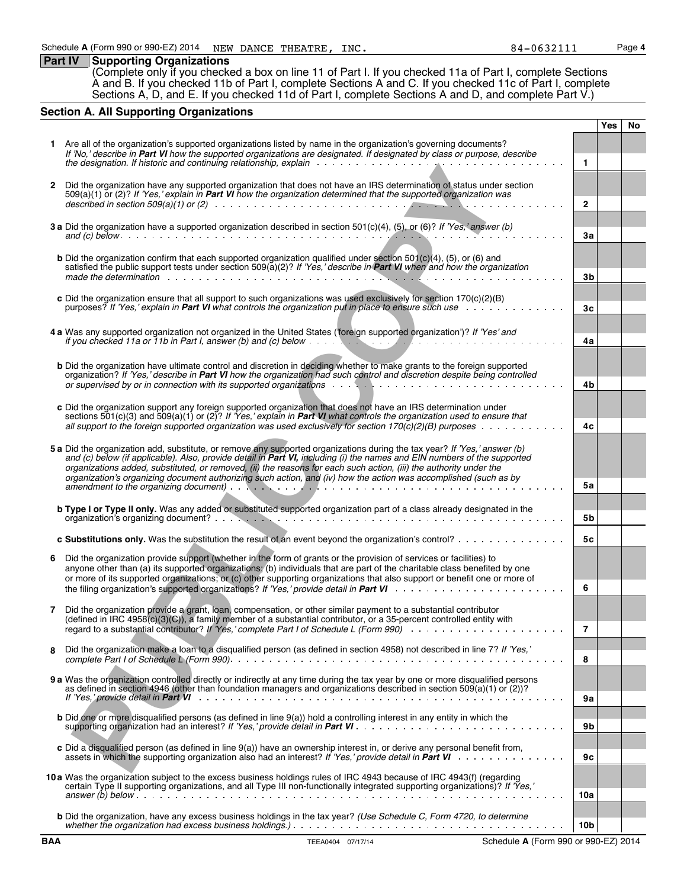Schedule **A** (Form 990 or 990-EZ) 2014 NEW DANCE THEATRE, INC. 84-0632111 Page **4**

## Part IV Supporting Organizations

(Complete only if you checked a box on line 11 of Part I. If you checked 11a of Part I, complete Sections A and B. If you checked 11b of Part I, complete Sections A and C. If you checked 11c of Part I, complete Sections A, D, and E. If you checked 11d of Part I, complete Sections A and D, and complete Part V.)

### Section A. All Supporting Organizations

| | | | Yes | No |
|---|---|---|---|---|
| **1** | Are all of the organization's supported organizations listed by name in the organization's governing documents? *If 'No,' describe in **Part VI** how the supported organizations are designated. If designated by class or purpose, describe the designation. If historic and continuing relationship, explain* | **1** | | |
| **2** | Did the organization have any supported organization that does not have an IRS determination of status under section 509(a)(1) or (2)? *If 'Yes,' explain in **Part VI** how the organization determined that the supported organization was described in section 509(a)(1) or (2)* | **2** | | |
| **3 a** | Did the organization have a supported organization described in section 501(c)(4), (5), or (6)? *If 'Yes,' answer (b) and (c) below* | **3a** | | |
| **b** | Did the organization confirm that each supported organization qualified under section 501(c)(4), (5), or (6) and satisfied the public support tests under section 509(a)(2)? *If 'Yes,' describe in **Part VI** when and how the organization made the determination* | **3b** | | |
| **c** | Did the organization ensure that all support to such organizations was used exclusively for section 170(c)(2)(B) purposes? *If 'Yes,' explain in **Part VI** what controls the organization put in place to ensure such use* | **3c** | | |
| **4 a** | Was any supported organization not organized in the United States ('foreign supported organization')? *If 'Yes' and if you checked 11a or 11b in Part I, answer (b) and (c) below* | **4a** | | |
| **b** | Did the organization have ultimate control and discretion in deciding whether to make grants to the foreign supported organization? *If 'Yes,' describe in **Part VI** how the organization had such control and discretion despite being controlled or supervised by or in connection with its supported organizations* | **4b** | | |
| **c** | Did the organization support any foreign supported organization that does not have an IRS determination under sections 501(c)(3) and 509(a)(1) or (2)? *If 'Yes,' explain in **Part VI** what controls the organization used to ensure that all support to the foreign supported organization was used exclusively for section 170(c)(2)(B) purposes* | **4c** | | |
| **5 a** | Did the organization add, substitute, or remove any supported organizations during the tax year? *If 'Yes,' answer (b) and (c) below (if applicable). Also, provide detail in **Part VI,** including (i) the names and EIN numbers of the supported organizations added, substituted, or removed, (ii) the reasons for each such action, (iii) the authority under the organization's organizing document authorizing such action, and (iv) how the action was accomplished (such as by amendment to the organizing document)* | **5a** | | |
| **b** | **Type I or Type II only.** Was any added or substituted supported organization part of a class already designated in the organization's organizing document? | **5b** | | |
| **c** | **Substitutions only.** Was the substitution the result of an event beyond the organization's control? | **5c** | | |
| **6** | Did the organization provide support (whether in the form of grants or the provision of services or facilities) to anyone other than (a) its supported organizations; (b) individuals that are part of the charitable class benefited by one or more of its supported organizations; or (c) other supporting organizations that also support or benefit one or more of the filing organization's supported organizations? *If 'Yes,' provide detail in **Part VI*** | **6** | | |
| **7** | Did the organization provide a grant, loan, compensation, or other similar payment to a substantial contributor (defined in IRC 4958(c)(3)(C)), a family member of a substantial contributor, or a 35-percent controlled entity with regard to a substantial contributor? *If 'Yes,' complete Part I of Schedule L (Form 990)* | **7** | | |
| **8** | Did the organization make a loan to a disqualified person (as defined in section 4958) not described in line 7? *If 'Yes,' complete Part I of Schedule L (Form 990).* | **8** | | |
| **9 a** | Was the organization controlled directly or indirectly at any time during the tax year by one or more disqualified persons as defined in section 4946 (other than foundation managers and organizations described in section 509(a)(1) or (2))? *If 'Yes,' provide detail in **Part VI*** | **9a** | | |
| **b** | Did one or more disqualified persons (as defined in line 9(a)) hold a controlling interest in any entity in which the supporting organization had an interest? *If 'Yes,' provide detail in **Part VI**.* | **9b** | | |
| **c** | Did a disqualified person (as defined in line 9(a)) have an ownership interest in, or derive any personal benefit from, assets in which the supporting organization also had an interest? *If 'Yes,' provide detail in **Part VI*** | **9c** | | |
| **10 a** | Was the organization subject to the excess business holdings rules of IRC 4943 because of IRC 4943(f) (regarding certain Type II supporting organizations, and all Type III non-functionally integrated supporting organizations)? *If 'Yes,' answer (b) below.* | **10a** | | |
| **b** | Did the organization, have any excess business holdings in the tax year? *(Use Schedule C, Form 4720, to determine whether the organization had excess business holdings.).* | **10b** | | |

**BAA** TEEA0404 07/17/14 Schedule **A** (Form 990 or 990-EZ) 2014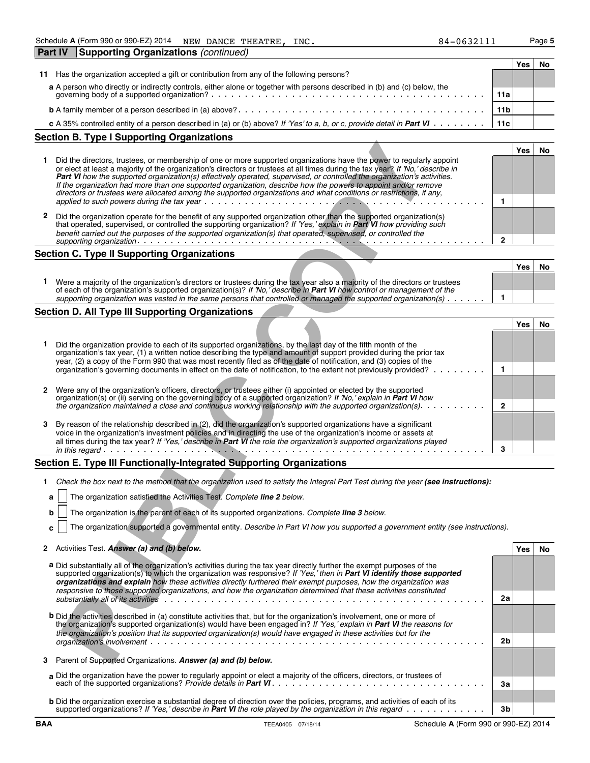Schedule **A** (Form 990 or 990-EZ) 2014 NEW DANCE THEATRE, INC. 84-0632111

## Part IV Supporting Organizations *(continued)*

| | | | Yes | No |
|---|---|---|---|---|
| **11** | Has the organization accepted a gift or contribution from any of the following persons? | | | |
| | **a** A person who directly or indirectly controls, either alone or together with persons described in (b) and (c) below, the governing body of a supported organization? | 11a | | |
| | **b** A family member of a person described in (a) above? | 11b | | |
| | **c** A 35% controlled entity of a person described in (a) or (b) above? *If 'Yes' to a, b, or c, provide detail in* ***Part VI*** | 11c | | |

### Section B. Type I Supporting Organizations

| | | | Yes | No |
|---|---|---|---|---|
| **1** | Did the directors, trustees, or membership of one or more supported organizations have the power to regularly appoint or elect at least a majority of the organization's directors or trustees at all times during the tax year? *If 'No,' describe in* ***Part VI*** *how the supported organization(s) effectively operated, supervised, or controlled the organization's activities. If the organization had more than one supported organization, describe how the powers to appoint and/or remove directors or trustees were allocated among the supported organizations and what conditions or restrictions, if any, applied to such powers during the tax year* | 1 | | |
| **2** | Did the organization operate for the benefit of any supported organization other than the supported organization(s) that operated, supervised, or controlled the supporting organization? *If 'Yes,' explain in* ***Part VI*** *how providing such benefit carried out the purposes of the supported organization(s) that operated, supervised, or controlled the supporting organization* | 2 | | |

### Section C. Type II Supporting Organizations

| | | | Yes | No |
|---|---|---|---|---|
| **1** | Were a majority of the organization's directors or trustees during the tax year also a majority of the directors or trustees of each of the organization's supported organization(s)? *If 'No,' describe in* ***Part VI*** *how control or management of the supporting organization was vested in the same persons that controlled or managed the supported organization(s)* | 1 | | |

### Section D. All Type III Supporting Organizations

| | | | Yes | No |
|---|---|---|---|---|
| **1** | Did the organization provide to each of its supported organizations, by the last day of the fifth month of the organization's tax year, (1) a written notice describing the type and amount of support provided during the prior tax year, (2) a copy of the Form 990 that was most recently filed as of the date of notification, and (3) copies of the organization's governing documents in effect on the date of notification, to the extent not previously provided? | 1 | | |
| **2** | Were any of the organization's officers, directors, or trustees either (i) appointed or elected by the supported organization(s) or (ii) serving on the governing body of a supported organization? *If 'No,' explain in* ***Part VI*** *how the organization maintained a close and continuous working relationship with the supported organization(s).* | 2 | | |
| **3** | By reason of the relationship described in (2), did the organization's supported organizations have a significant voice in the organization's investment policies and in directing the use of the organization's income or assets at all times during the tax year? *If 'Yes,' describe in* ***Part VI*** *the role the organization's supported organizations played in this regard* | 3 | | |

### Section E. Type III Functionally-Integrated Supporting Organizations

**1** *Check the box next to the method that the organization used to satisfy the Integral Part Test during the year* ***(see instructions):***

- **a** ☐ The organization satisfied the Activities Test. *Complete* ***line 2*** *below.*
- **b** ☐ The organization is the parent of each of its supported organizations. *Complete* ***line 3*** *below.*
- **c** ☐ The organization supported a governmental entity. *Describe in Part VI how you supported a government entity (see instructions).*

| | | | Yes | No |
|---|---|---|---|---|
| **2** | Activities Test. ***Answer (a) and (b) below.*** | | | |
| | **a** Did substantially all of the organization's activities during the tax year directly further the exempt purposes of the supported organization(s) to which the organization was responsive? *If 'Yes,' then in* ***Part VI identify those supported organizations and explain*** *how these activities directly furthered their exempt purposes, how the organization was responsive to those supported organizations, and how the organization determined that these activities constituted substantially all of its activities* | 2a | | |
| | **b** Did the activities described in (a) constitute activities that, but for the organization's involvement, one or more of the organization's supported organization(s) would have been engaged in? *If 'Yes,' explain in* ***Part VI*** *the reasons for the organization's position that its supported organization(s) would have engaged in these activities but for the organization's involvement* | 2b | | |
| **3** | Parent of Supported Organizations. ***Answer (a) and (b) below.*** | | | |
| | **a** Did the organization have the power to regularly appoint or elect a majority of the officers, directors, or trustees of each of the supported organizations? *Provide details in* ***Part VI*** | 3a | | |
| | **b** Did the organization exercise a substantial degree of direction over the policies, programs, and activities of each of its supported organizations? *If 'Yes,' describe in* ***Part VI*** *the role played by the organization in this regard* | 3b | | |

BAA TEEA0405 07/18/14 Schedule **A** (Form 990 or 990-EZ) 2014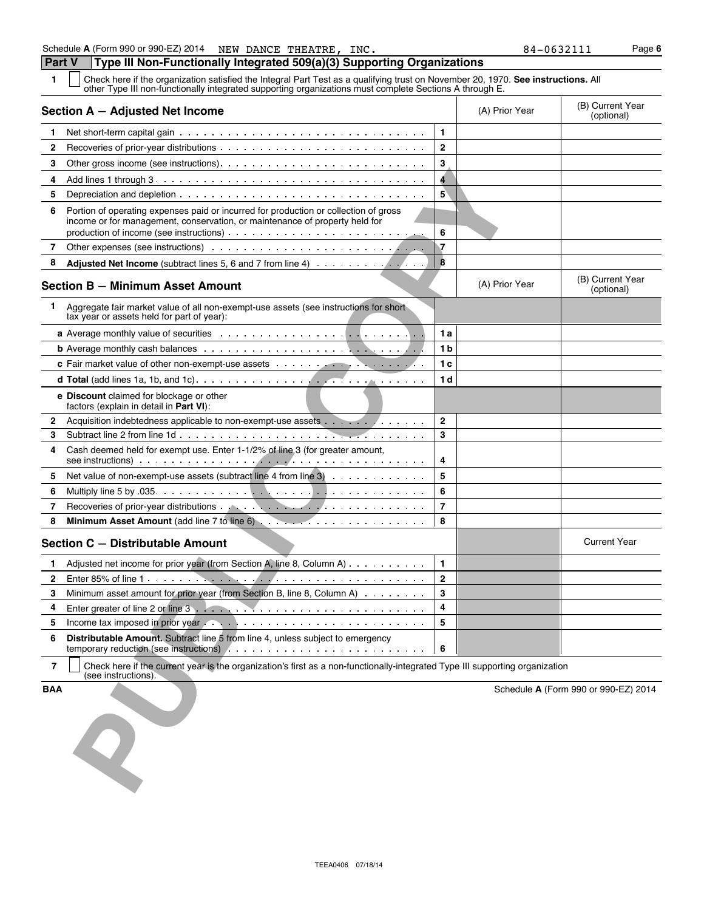Schedule A (Form 990 or 990-EZ) 2014 NEW DANCE THEATRE, INC. 84-0632111

## Part V Type III Non-Functionally Integrated 509(a)(3) Supporting Organizations

1 ☐ Check here if the organization satisfied the Integral Part Test as a qualifying trust on November 20, 1970. **See instructions.** All other Type III non-functionally integrated supporting organizations must complete Sections A through E.

| **Section A — Adjusted Net Income** | | (A) Prior Year | (B) Current Year (optional) |
|---|---|---|---|
| 1 Net short-term capital gain | 1 | | |
| 2 Recoveries of prior-year distributions | 2 | | |
| 3 Other gross income (see instructions) | 3 | | |
| 4 Add lines 1 through 3 | 4 | | |
| 5 Depreciation and depletion | 5 | | |
| 6 Portion of operating expenses paid or incurred for production or collection of gross income or for management, conservation, or maintenance of property held for production of income (see instructions) | 6 | | |
| 7 Other expenses (see instructions) | 7 | | |
| 8 **Adjusted Net Income** (subtract lines 5, 6 and 7 from line 4) | 8 | | |

| **Section B — Minimum Asset Amount** | | (A) Prior Year | (B) Current Year (optional) |
|---|---|---|---|
| 1 Aggregate fair market value of all non-exempt-use assets (see instructions for short tax year or assets held for part of year): | | | |
| **a** Average monthly value of securities | 1a | | |
| **b** Average monthly cash balances | 1b | | |
| **c** Fair market value of other non-exempt-use assets | 1c | | |
| **d Total** (add lines 1a, 1b, and 1c) | 1d | | |
| **e Discount** claimed for blockage or other factors (explain in detail in **Part VI**): | | | |
| 2 Acquisition indebtedness applicable to non-exempt-use assets | 2 | | |
| 3 Subtract line 2 from line 1d | 3 | | |
| 4 Cash deemed held for exempt use. Enter 1-1/2% of line 3 (for greater amount, see instructions) | 4 | | |
| 5 Net value of non-exempt-use assets (subtract line 4 from line 3) | 5 | | |
| 6 Multiply line 5 by .035 | 6 | | |
| 7 Recoveries of prior-year distributions | 7 | | |
| 8 **Minimum Asset Amount** (add line 7 to line 6) | 8 | | |

| **Section C — Distributable Amount** | | | Current Year |
|---|---|---|---|
| 1 Adjusted net income for prior year (from Section A, line 8, Column A) | 1 | | |
| 2 Enter 85% of line 1 | 2 | | |
| 3 Minimum asset amount for prior year (from Section B, line 8, Column A) | 3 | | |
| 4 Enter greater of line 2 or line 3 | 4 | | |
| 5 Income tax imposed in prior year | 5 | | |
| 6 **Distributable Amount.** Subtract line 5 from line 4, unless subject to emergency temporary reduction (see instructions) | 6 | | |

7 ☐ Check here if the current year is the organization's first as a non-functionally-integrated Type III supporting organization (see instructions).

BAA Schedule A (Form 990 or 990-EZ) 2014

PUBLIC COPY

TEEA0406 07/18/14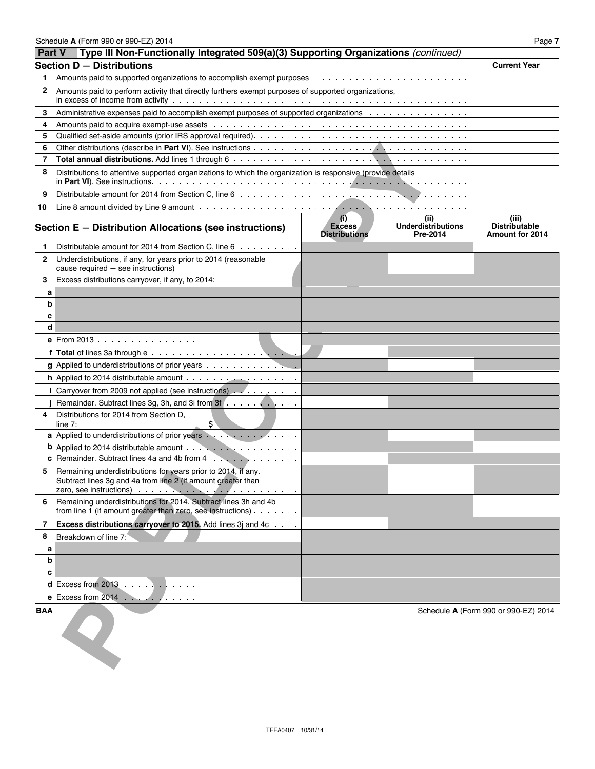## Part V — Type III Non-Functionally Integrated 509(a)(3) Supporting Organizations *(continued)*

### Section D — Distributions

| | | Current Year |
|---|---|---|
| 1 | Amounts paid to supported organizations to accomplish exempt purposes | |
| 2 | Amounts paid to perform activity that directly furthers exempt purposes of supported organizations, in excess of income from activity | |
| 3 | Administrative expenses paid to accomplish exempt purposes of supported organizations | |
| 4 | Amounts paid to acquire exempt-use assets | |
| 5 | Qualified set-aside amounts (prior IRS approval required) | |
| 6 | Other distributions (describe in **Part VI**). See instructions | |
| 7 | **Total annual distributions.** Add lines 1 through 6 | |
| 8 | Distributions to attentive supported organizations to which the organization is responsive (provide details in **Part VI**). See instructions | |
| 9 | Distributable amount for 2014 from Section C, line 6 | |
| 10 | Line 8 amount divided by Line 9 amount | |

### Section E — Distribution Allocations (see instructions)

| | | (i) Excess Distributions | (ii) Underdistributions Pre-2014 | (iii) Distributable Amount for 2014 |
|---|---|---|---|---|
| 1 | Distributable amount for 2014 from Section C, line 6 | | | |
| 2 | Underdistributions, if any, for years prior to 2014 (reasonable cause required — see instructions) | | | |
| 3 | Excess distributions carryover, if any, to 2014: | | | |
| a | | | | |
| b | | | | |
| c | | | | |
| d | | | | |
| e | From 2013 | | | |
| f | **Total** of lines 3a through e | | | |
| g | Applied to underdistributions of prior years | | | |
| h | Applied to 2014 distributable amount | | | |
| i | Carryover from 2009 not applied (see instructions) | | | |
| j | Remainder. Subtract lines 3g, 3h, and 3i from 3f | | | |
| 4 | Distributions for 2014 from Section D, line 7: $ | | | |
| a | Applied to underdistributions of prior years | | | |
| b | Applied to 2014 distributable amount | | | |
| c | Remainder. Subtract lines 4a and 4b from 4 | | | |
| 5 | Remaining underdistributions for years prior to 2014, if any. Subtract lines 3g and 4a from line 2 (if amount greater than zero, see instructions) | | | |
| 6 | Remaining underdistributions for 2014. Subtract lines 3h and 4b from line 1 (if amount greater than zero, see instructions) | | | |
| 7 | **Excess distributions carryover to 2015.** Add lines 3j and 4c | | | |
| 8 | Breakdown of line 7: | | | |
| a | | | | |
| b | | | | |
| c | | | | |
| d | Excess from 2013 | | | |
| e | Excess from 2014 | | | |

BAA — Schedule **A** (Form 990 or 990-EZ) 2014

TEEA0407 10/31/14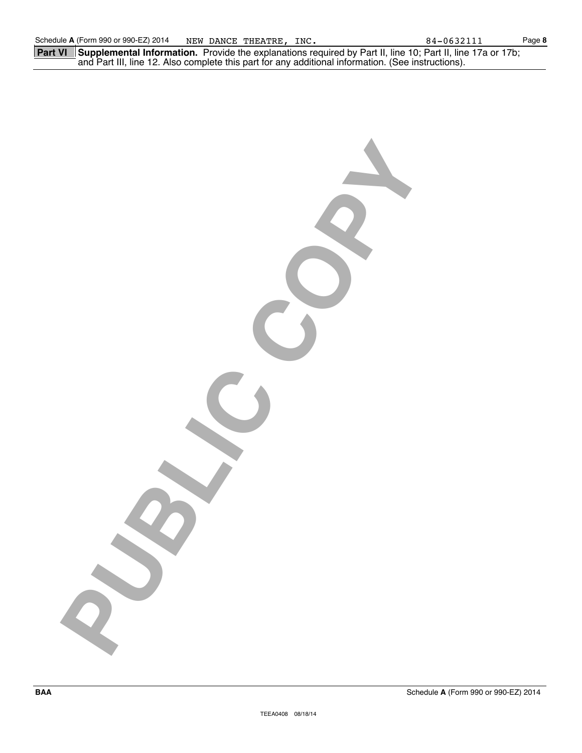## Part VI Supplemental Information.

Provide the explanations required by Part II, line 10; Part II, line 17a or 17b; and Part III, line 12. Also complete this part for any additional information. (See instructions).

PUBLIC COPY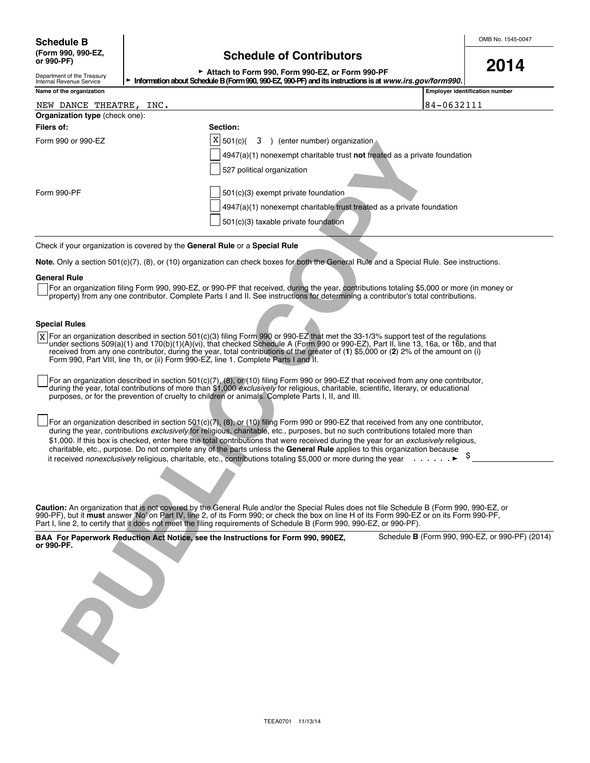**Schedule B**
**(Form 990, 990-EZ, or 990-PF)**

Department of the Treasury
Internal Revenue Service

# Schedule of Contributors

► **Attach to Form 990, Form 990-EZ, or Form 990-PF**
► **Information about Schedule B (Form 990, 990-EZ, 990-PF) and its instructions is at *www.irs.gov/form990*.**

OMB No. 1545-0047

**2014**

| Name of the organization | Employer identification number |
|---|---|
| NEW DANCE THEATRE, INC. | 84-0632111 |

**Organization type** (check one):

| **Filers of:** | **Section:** |
|---|---|
| Form 990 or 990-EZ | [X] 501(c)( 3 ) (enter number) organization |
| | [ ] 4947(a)(1) nonexempt charitable trust **not** treated as a private foundation |
| | [ ] 527 political organization |
| Form 990-PF | [ ] 501(c)(3) exempt private foundation |
| | [ ] 4947(a)(1) nonexempt charitable trust treated as a private foundation |
| | [ ] 501(c)(3) taxable private foundation |

Check if your organization is covered by the **General Rule** or a **Special Rule**

**Note.** Only a section 501(c)(7), (8), or (10) organization can check boxes for both the General Rule and a Special Rule. See instructions.

**General Rule**

[ ] For an organization filing Form 990, 990-EZ, or 990-PF that received, during the year, contributions totaling $5,000 or more (in money or property) from any one contributor. Complete Parts I and II. See instructions for determining a contributor's total contributions.

**Special Rules**

[X] For an organization described in section 501(c)(3) filing Form 990 or 990-EZ that met the 33-1/3% support test of the regulations under sections 509(a)(1) and 170(b)(1)(A)(vi), that checked Schedule A (Form 990 or 990-EZ), Part II, line 13, 16a, or 16b, and that received from any one contributor, during the year, total contributions of the greater of (**1**) $5,000 or (**2**) 2% of the amount on (i) Form 990, Part VIII, line 1h, or (ii) Form 990-EZ, line 1. Complete Parts I and II.

[ ] For an organization described in section 501(c)(7), (8), or (10) filing Form 990 or 990-EZ that received from any one contributor, during the year, total contributions of more than $1,000 *exclusively* for religious, charitable, scientific, literary, or educational purposes, or for the prevention of cruelty to children or animals. Complete Parts I, II, and III.

[ ] For an organization described in section 501(c)(7), (8), or (10) filing Form 990 or 990-EZ that received from any one contributor, during the year, contributions *exclusively* for religious, charitable, etc., purposes, but no such contributions totaled more than $1,000. If this box is checked, enter here the total contributions that were received during the year for an *exclusively* religious, charitable, etc., purpose. Do not complete any of the parts unless the **General Rule** applies to this organization because it received *nonexclusively* religious, charitable, etc., contributions totaling $5,000 or more during the year . . . . . . ► $ ________

**Caution:** An organization that is not covered by the General Rule and/or the Special Rules does not file Schedule B (Form 990, 990-EZ, or 990-PF), but it **must** answer 'No' on Part IV, line 2, of its Form 990; or check the box on line H of its Form 990-EZ or on its Form 990-PF, Part I, line 2, to certify that it does not meet the filing requirements of Schedule B (Form 990, 990-EZ, or 990-PF).

**BAA For Paperwork Reduction Act Notice, see the Instructions for Form 990, 990EZ, or 990-PF.**

Schedule **B** (Form 990, 990-EZ, or 990-PF) (2014)

TEEA0701 11/13/14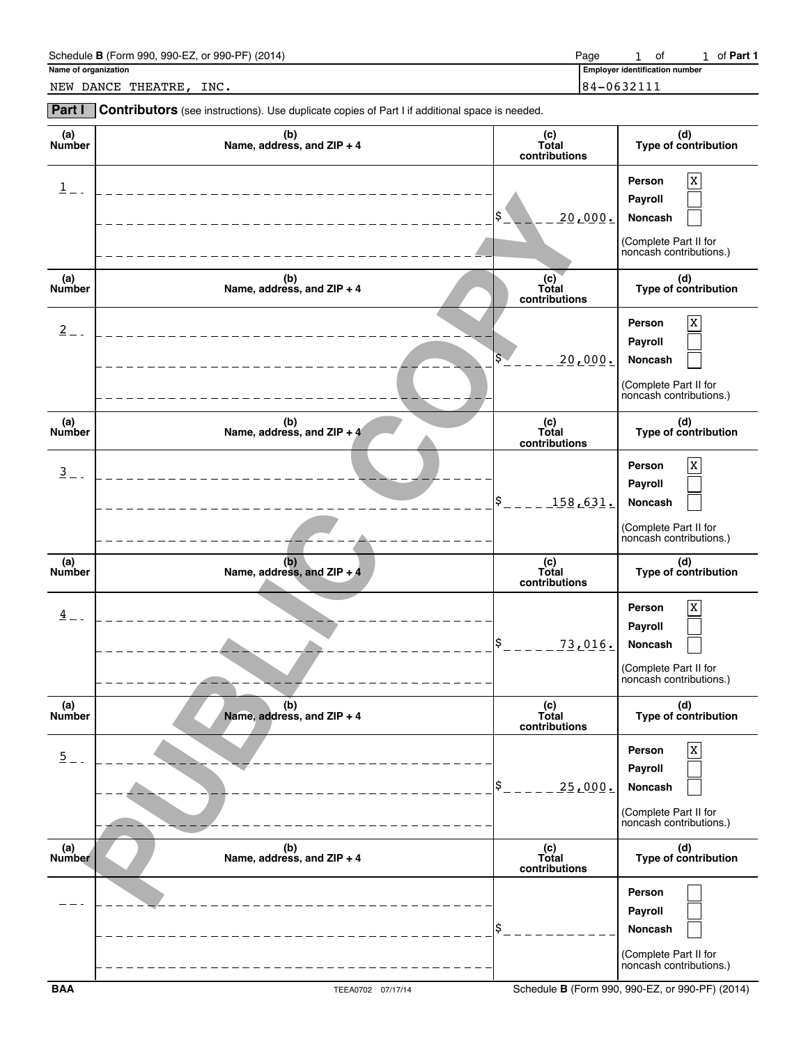Schedule **B** (Form 990, 990-EZ, or 990-PF) (2014) Page 1 of 1 of **Part 1**

| Name of organization | Employer identification number |
|---|---|
| NEW DANCE THEATRE, INC. | 84-0632111 |

**Part I** **Contributors** (see instructions). Use duplicate copies of Part I if additional space is needed.

| (a) Number | (b) Name, address, and ZIP + 4 | (c) Total contributions | (d) Type of contribution |
|---|---|---|---|
| 1 | | $ 20,000. | Person [X] Payroll [ ] Noncash [ ] (Complete Part II for noncash contributions.) |
| 2 | | $ 20,000. | Person [X] Payroll [ ] Noncash [ ] (Complete Part II for noncash contributions.) |
| 3 | | $ 158,631. | Person [X] Payroll [ ] Noncash [ ] (Complete Part II for noncash contributions.) |
| 4 | | $ 73,016. | Person [X] Payroll [ ] Noncash [ ] (Complete Part II for noncash contributions.) |
| 5 | | $ 25,000. | Person [X] Payroll [ ] Noncash [ ] (Complete Part II for noncash contributions.) |
| | | $ | Person [ ] Payroll [ ] Noncash [ ] (Complete Part II for noncash contributions.) |

PUBLIC COPY

BAA TEEA0702 07/17/14 Schedule **B** (Form 990, 990-EZ, or 990-PF) (2014)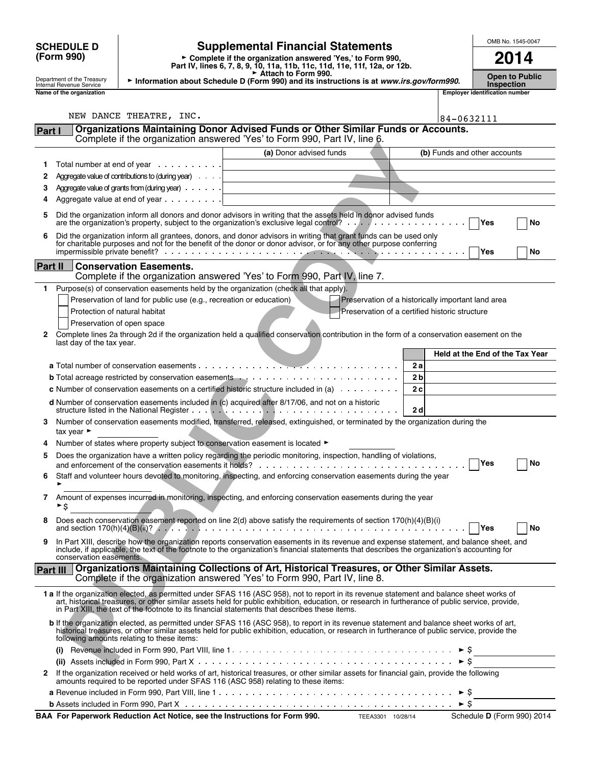**SCHEDULE D (Form 990)**

Department of the Treasury
Internal Revenue Service

# Supplemental Financial Statements

► Complete if the organization answered 'Yes,' to Form 990, Part IV, lines 6, 7, 8, 9, 10, 11a, 11b, 11c, 11d, 11e, 11f, 12a, or 12b.
► Attach to Form 990.
► Information about Schedule D (Form 990) and its instructions is at *www.irs.gov/form990.*

OMB No. 1545-0047

**2014**

**Open to Public Inspection**

Name of the organization: NEW DANCE THEATRE, INC.

Employer identification number: 84-0632111

PUBLIC COPY

## Part I Organizations Maintaining Donor Advised Funds or Other Similar Funds or Accounts.
Complete if the organization answered 'Yes' to Form 990, Part IV, line 6.

| | | (a) Donor advised funds | (b) Funds and other accounts |
|---|---|---|---|
| 1 | Total number at end of year | | |
| 2 | Aggregate value of contributions to (during year) | | |
| 3 | Aggregate value of grants from (during year) | | |
| 4 | Aggregate value at end of year | | |

5 Did the organization inform all donors and donor advisors in writing that the assets held in donor advised funds are the organization's property, subject to the organization's exclusive legal control? ☐ Yes ☐ No

6 Did the organization inform all grantees, donors, and donor advisors in writing that grant funds can be used only for charitable purposes and not for the benefit of the donor or donor advisor, or for any other purpose conferring impermissible private benefit? ☐ Yes ☐ No

## Part II Conservation Easements.
Complete if the organization answered 'Yes' to Form 990, Part IV, line 7.

1 Purpose(s) of conservation easements held by the organization (check all that apply).

- ☐ Preservation of land for public use (e.g., recreation or education)
- ☐ Preservation of a historically important land area
- ☐ Protection of natural habitat
- ☐ Preservation of a certified historic structure
- ☐ Preservation of open space

2 Complete lines 2a through 2d if the organization held a qualified conservation contribution in the form of a conservation easement on the last day of the tax year.

| | | Held at the End of the Tax Year |
|---|---|---|
| **a** Total number of conservation easements | 2a | |
| **b** Total acreage restricted by conservation easements | 2b | |
| **c** Number of conservation easements on a certified historic structure included in (a) | 2c | |
| **d** Number of conservation easements included in (c) acquired after 8/17/06, and not on a historic structure listed in the National Register | 2d | |

3 Number of conservation easements modified, transferred, released, extinguished, or terminated by the organization during the tax year ►

4 Number of states where property subject to conservation easement is located ►

5 Does the organization have a written policy regarding the periodic monitoring, inspection, handling of violations, and enforcement of the conservation easements it holds? ☐ Yes ☐ No

6 Staff and volunteer hours devoted to monitoring, inspecting, and enforcing conservation easements during the year ►

7 Amount of expenses incurred in monitoring, inspecting, and enforcing conservation easements during the year ► $

8 Does each conservation easement reported on line 2(d) above satisfy the requirements of section 170(h)(4)(B)(i) and section 170(h)(4)(B)(ii)? ☐ Yes ☐ No

9 In Part XIII, describe how the organization reports conservation easements in its revenue and expense statement, and balance sheet, and include, if applicable, the text of the footnote to the organization's financial statements that describes the organization's accounting for conservation easements.

## Part III Organizations Maintaining Collections of Art, Historical Treasures, or Other Similar Assets.
Complete if the organization answered 'Yes' to Form 990, Part IV, line 8.

**1 a** If the organization elected, as permitted under SFAS 116 (ASC 958), not to report in its revenue statement and balance sheet works of art, historical treasures, or other similar assets held for public exhibition, education, or research in furtherance of public service, provide, in Part XIII, the text of the footnote to its financial statements that describes these items.

**b** If the organization elected, as permitted under SFAS 116 (ASC 958), to report in its revenue statement and balance sheet works of art, historical treasures, or other similar assets held for public exhibition, education, or research in furtherance of public service, provide the following amounts relating to these items:

(i) Revenue included in Form 990, Part VIII, line 1 ► $

(ii) Assets included in Form 990, Part X ► $

2 If the organization received or held works of art, historical treasures, or other similar assets for financial gain, provide the following amounts required to be reported under SFAS 116 (ASC 958) relating to these items:

**a** Revenue included in Form 990, Part VIII, line 1 ► $

**b** Assets included in Form 990, Part X ► $

**BAA For Paperwork Reduction Act Notice, see the Instructions for Form 990.** TEEA3301 10/28/14 Schedule **D** (Form 990) 2014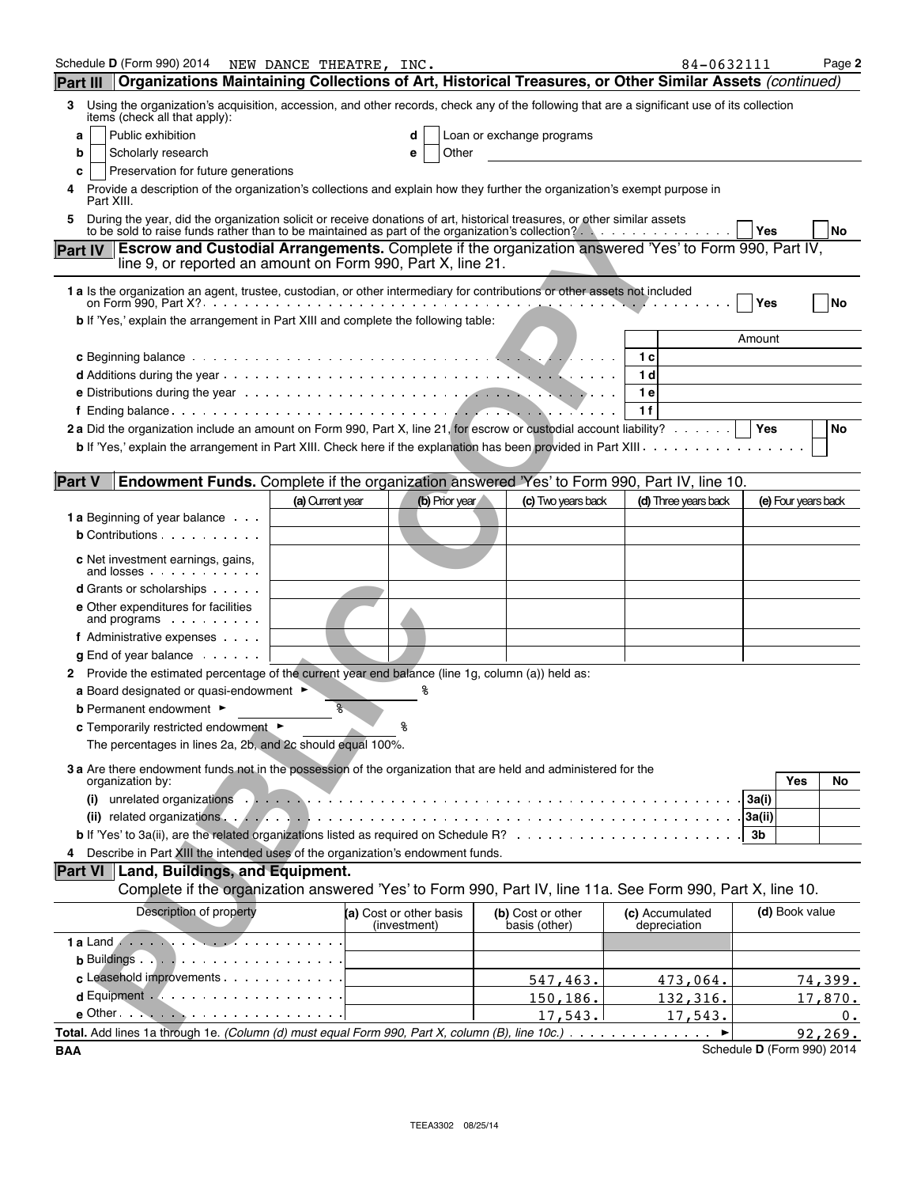Schedule D (Form 990) 2014 NEW DANCE THEATRE, INC. 84-0632111 Page 2

## Part III Organizations Maintaining Collections of Art, Historical Treasures, or Other Similar Assets *(continued)*

3 Using the organization's acquisition, accession, and other records, check any of the following that are a significant use of its collection items (check all that apply):

- a ☐ Public exhibition
- b ☐ Scholarly research
- c ☐ Preservation for future generations
- d ☐ Loan or exchange programs
- e ☐ Other

4 Provide a description of the organization's collections and explain how they further the organization's exempt purpose in Part XIII.

5 During the year, did the organization solicit or receive donations of art, historical treasures, or other similar assets to be sold to raise funds rather than to be maintained as part of the organization's collection? ☐ Yes ☐ No

## Part IV Escrow and Custodial Arrangements. Complete if the organization answered 'Yes' to Form 990, Part IV, line 9, or reported an amount on Form 990, Part X, line 21.

1 a Is the organization an agent, trustee, custodian, or other intermediary for contributions or other assets not included on Form 990, Part X? ☐ Yes ☐ No

b If 'Yes,' explain the arrangement in Part XIII and complete the following table:

| | | Amount |
|---|---|---|
| c Beginning balance | 1 c | |
| d Additions during the year | 1 d | |
| e Distributions during the year | 1 e | |
| f Ending balance | 1 f | |

2 a Did the organization include an amount on Form 990, Part X, line 21, for escrow or custodial account liability? ☐ Yes ☐ No

b If 'Yes,' explain the arrangement in Part XIII. Check here if the explanation has been provided in Part XIII ☐

## Part V Endowment Funds. Complete if the organization answered 'Yes' to Form 990, Part IV, line 10.

| | (a) Current year | (b) Prior year | (c) Two years back | (d) Three years back | (e) Four years back |
|---|---|---|---|---|---|
| 1 a Beginning of year balance | | | | | |
| b Contributions | | | | | |
| c Net investment earnings, gains, and losses | | | | | |
| d Grants or scholarships | | | | | |
| e Other expenditures for facilities and programs | | | | | |
| f Administrative expenses | | | | | |
| g End of year balance | | | | | |

2 Provide the estimated percentage of the current year end balance (line 1g, column (a)) held as:

a Board designated or quasi-endowment ► %

b Permanent endowment ► %

c Temporarily restricted endowment ► %

The percentages in lines 2a, 2b, and 2c should equal 100%.

3 a Are there endowment funds not in the possession of the organization that are held and administered for the organization by:

| | | Yes | No |
|---|---|---|---|
| (i) unrelated organizations | 3a(i) | | |
| (ii) related organizations | 3a(ii) | | |
| b If 'Yes' to 3a(ii), are the related organizations listed as required on Schedule R? | 3b | | |

4 Describe in Part XIII the intended uses of the organization's endowment funds.

## Part VI Land, Buildings, and Equipment.

Complete if the organization answered 'Yes' to Form 990, Part IV, line 11a. See Form 990, Part X, line 10.

| Description of property | (a) Cost or other basis (investment) | (b) Cost or other basis (other) | (c) Accumulated depreciation | (d) Book value |
|---|---|---|---|---|
| 1 a Land | | | | |
| b Buildings | | | | |
| c Leasehold improvements | | 547,463. | 473,064. | 74,399. |
| d Equipment | | 150,186. | 132,316. | 17,870. |
| e Other | | 17,543. | 17,543. | 0. |
| **Total.** Add lines 1a through 1e. *(Column (d) must equal Form 990, Part X, column (B), line 10c.)* | | | | 92,269. |

BAA Schedule D (Form 990) 2014

TEEA3302 08/25/14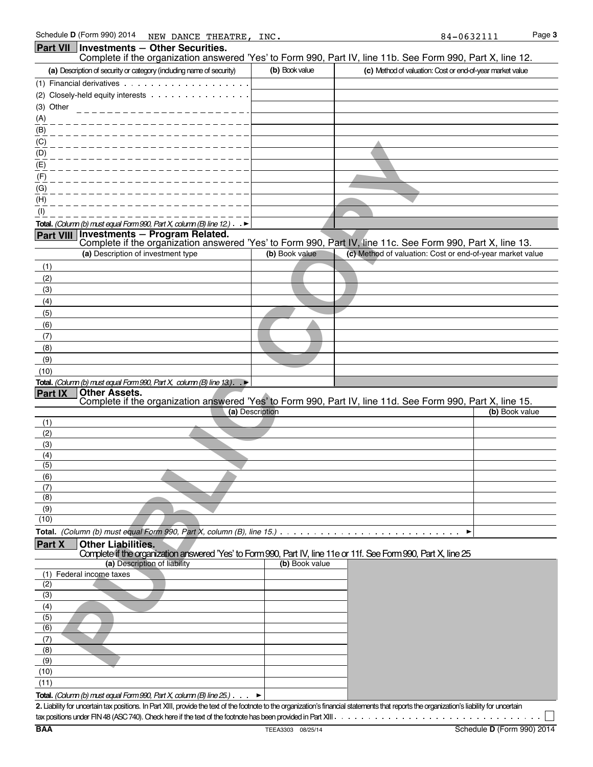Schedule D (Form 990) 2014 NEW DANCE THEATRE, INC. 84-0632111 Page 3

## Part VII Investments — Other Securities.

Complete if the organization answered 'Yes' to Form 990, Part IV, line 11b. See Form 990, Part X, line 12.

| (a) Description of security or category (including name of security) | (b) Book value | (c) Method of valuation: Cost or end-of-year market value |
|---|---|---|
| (1) Financial derivatives | | |
| (2) Closely-held equity interests | | |
| (3) Other | | |
| (A) | | |
| (B) | | |
| (C) | | |
| (D) | | |
| (E) | | |
| (F) | | |
| (G) | | |
| (H) | | |
| (I) | | |
| **Total.** *(Column (b) must equal Form 990, Part X, column (B) line 12.)* ► | | |

## Part VIII Investments — Program Related.

Complete if the organization answered 'Yes' to Form 990, Part IV, line 11c. See Form 990, Part X, line 13.

| (a) Description of investment type | (b) Book value | (c) Method of valuation: Cost or end-of-year market value |
|---|---|---|
| (1) | | |
| (2) | | |
| (3) | | |
| (4) | | |
| (5) | | |
| (6) | | |
| (7) | | |
| (8) | | |
| (9) | | |
| (10) | | |
| **Total.** *(Column (b) must equal Form 990, Part X, column (B) line 13.)* ► | | |

## Part IX Other Assets.

Complete if the organization answered 'Yes' to Form 990, Part IV, line 11d. See Form 990, Part X, line 15.

| (a) Description | (b) Book value |
|---|---|
| (1) | |
| (2) | |
| (3) | |
| (4) | |
| (5) | |
| (6) | |
| (7) | |
| (8) | |
| (9) | |
| (10) | |
| **Total.** *(Column (b) must equal Form 990, Part X, column (B), line 15.)* ► | |

## Part X Other Liabilities.

Complete if the organization answered 'Yes' to Form 990, Part IV, line 11e or 11f. See Form 990, Part X, line 25

| (a) Description of liability | (b) Book value |
|---|---|
| (1) Federal income taxes | |
| (2) | |
| (3) | |
| (4) | |
| (5) | |
| (6) | |
| (7) | |
| (8) | |
| (9) | |
| (10) | |
| (11) | |
| **Total.** *(Column (b) must equal Form 990, Part X, column (B) line 25.)* ► | |

**2.** Liability for uncertain tax positions. In Part XIII, provide the text of the footnote to the organization's financial statements that reports the organization's liability for uncertain tax positions under FIN 48 (ASC 740). Check here if the text of the footnote has been provided in Part XIII ☐

BAA TEEA3303 08/25/14 Schedule D (Form 990) 2014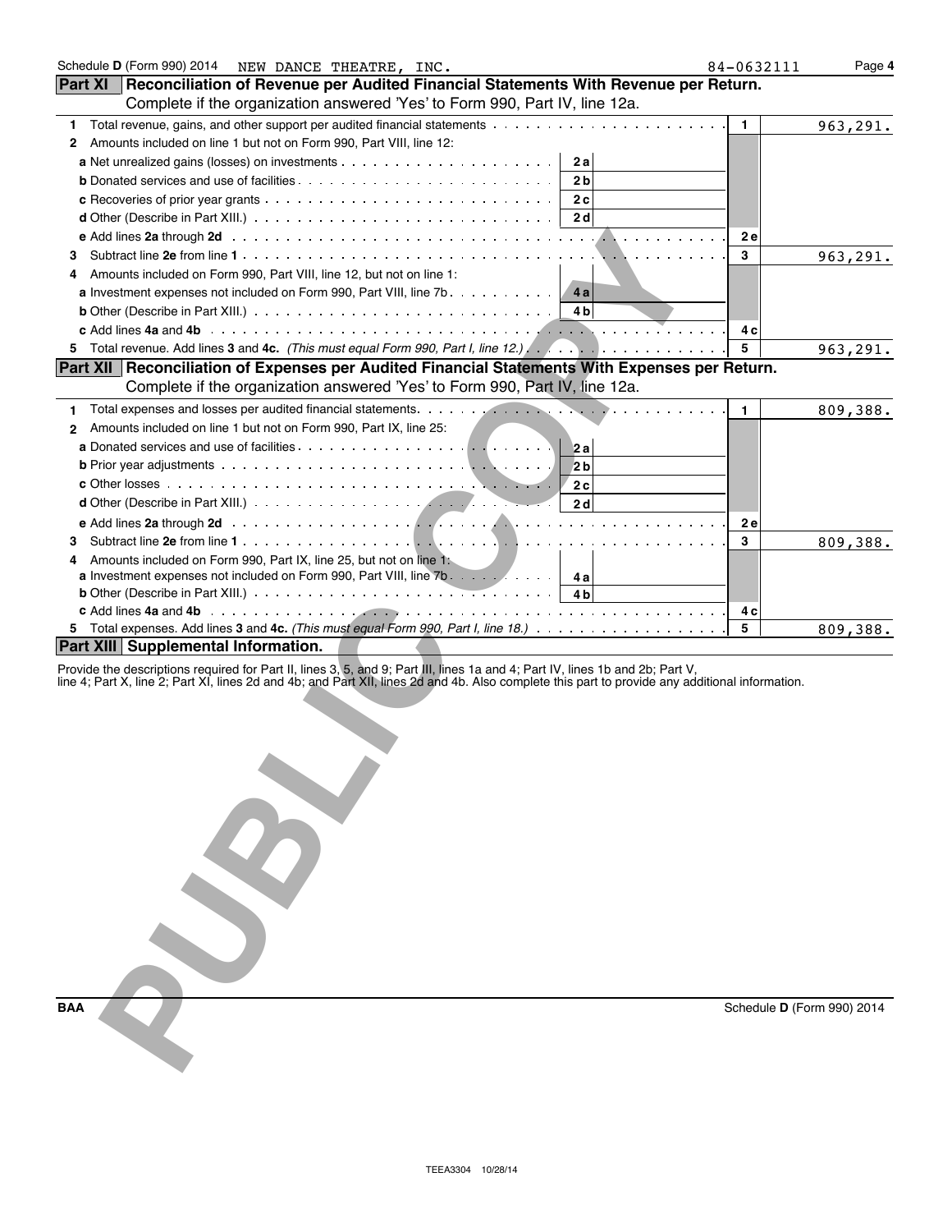Schedule D (Form 990) 2014 NEW DANCE THEATRE, INC. 84-0632111

## Part XI Reconciliation of Revenue per Audited Financial Statements With Revenue per Return.

Complete if the organization answered 'Yes' to Form 990, Part IV, line 12a.

| | | | | |
|---|---|---|---|---|
| **1** Total revenue, gains, and other support per audited financial statements | | | 1 | 963,291. |
| **2** Amounts included on line 1 but not on Form 990, Part VIII, line 12: | | | | |
| **a** Net unrealized gains (losses) on investments | 2a | | | |
| **b** Donated services and use of facilities | 2b | | | |
| **c** Recoveries of prior year grants | 2c | | | |
| **d** Other (Describe in Part XIII.) | 2d | | | |
| **e** Add lines **2a** through **2d** | | | 2e | |
| **3** Subtract line **2e** from line **1** | | | 3 | 963,291. |
| **4** Amounts included on Form 990, Part VIII, line 12, but not on line 1: | | | | |
| **a** Investment expenses not included on Form 990, Part VIII, line 7b | 4a | | | |
| **b** Other (Describe in Part XIII.) | 4b | | | |
| **c** Add lines **4a** and **4b** | | | 4c | |
| **5** Total revenue. Add lines **3** and **4c.** *(This must equal Form 990, Part I, line 12.)* | | | 5 | 963,291. |

## Part XII Reconciliation of Expenses per Audited Financial Statements With Expenses per Return.

Complete if the organization answered 'Yes' to Form 990, Part IV, line 12a.

| | | | | |
|---|---|---|---|---|
| **1** Total expenses and losses per audited financial statements | | | 1 | 809,388. |
| **2** Amounts included on line 1 but not on Form 990, Part IX, line 25: | | | | |
| **a** Donated services and use of facilities | 2a | | | |
| **b** Prior year adjustments | 2b | | | |
| **c** Other losses | 2c | | | |
| **d** Other (Describe in Part XIII.) | 2d | | | |
| **e** Add lines **2a** through **2d** | | | 2e | |
| **3** Subtract line **2e** from line **1** | | | 3 | 809,388. |
| **4** Amounts included on Form 990, Part IX, line 25, but not on line 1: | | | | |
| **a** Investment expenses not included on Form 990, Part VIII, line 7b | 4a | | | |
| **b** Other (Describe in Part XIII.) | 4b | | | |
| **c** Add lines **4a** and **4b** | | | 4c | |
| **5** Total expenses. Add lines **3** and **4c.** *(This must equal Form 990, Part I, line 18.)* | | | 5 | 809,388. |

## Part XIII Supplemental Information.

Provide the descriptions required for Part II, lines 3, 5, and 9; Part III, lines 1a and 4; Part IV, lines 1b and 2b; Part V, line 4; Part X, line 2; Part XI, lines 2d and 4b; and Part XII, lines 2d and 4b. Also complete this part to provide any additional information.

BAA Schedule D (Form 990) 2014

TEEA3304 10/28/14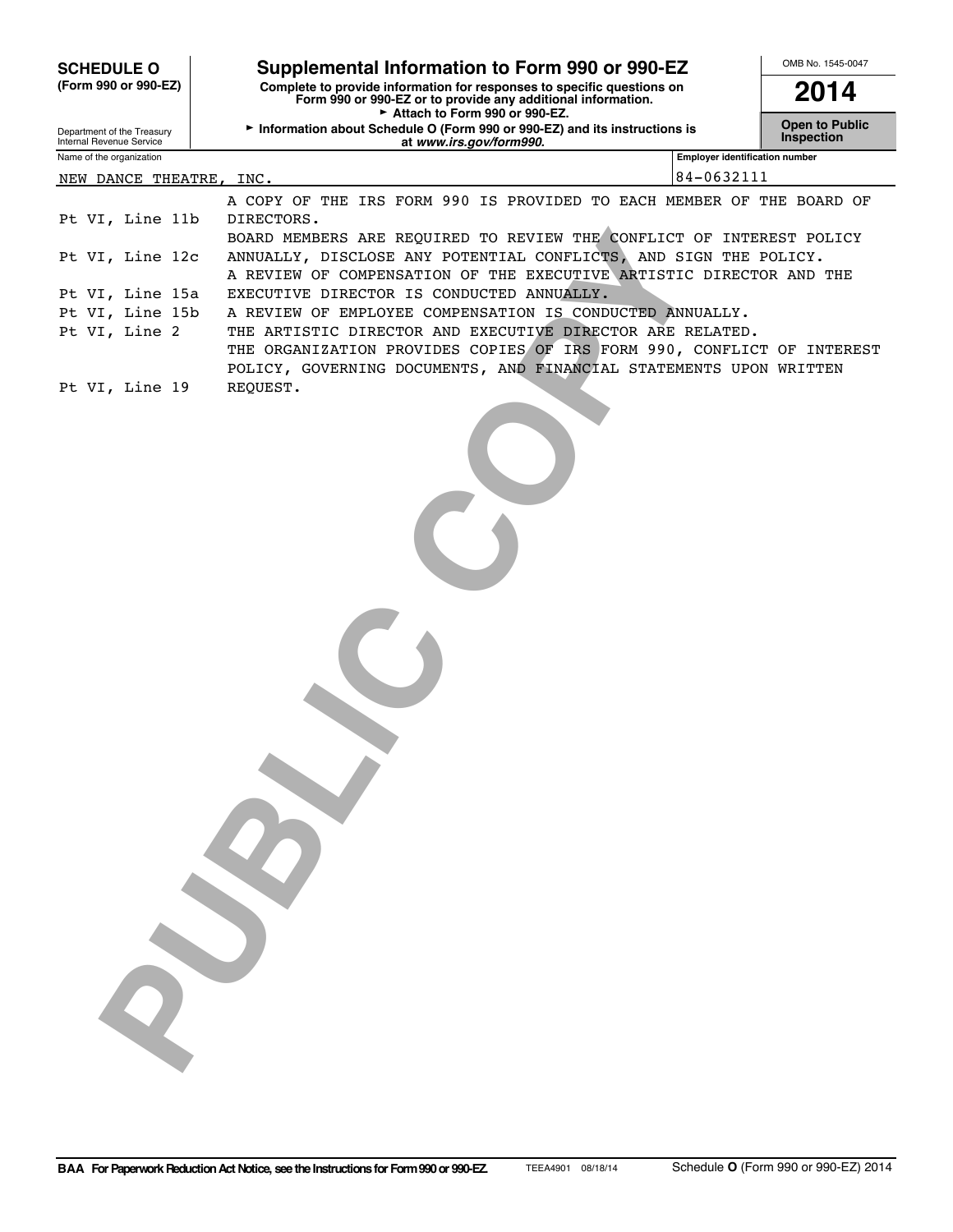**SCHEDULE O (Form 990 or 990-EZ)**

Department of the Treasury
Internal Revenue Service

# Supplemental Information to Form 990 or 990-EZ

**Complete to provide information for responses to specific questions on Form 990 or 990-EZ or to provide any additional information.**
► **Attach to Form 990 or 990-EZ.**
► **Information about Schedule O (Form 990 or 990-EZ) and its instructions is at *www.irs.gov/form990.***

OMB No. 1545-0047

**2014**

**Open to Public Inspection**

| Name of the organization | Employer identification number |
|---|---|
| NEW DANCE THEATRE, INC. | 84-0632111 |

| | |
|---|---|
| Pt VI, Line 11b | A COPY OF THE IRS FORM 990 IS PROVIDED TO EACH MEMBER OF THE BOARD OF DIRECTORS. |
| Pt VI, Line 12c | BOARD MEMBERS ARE REQUIRED TO REVIEW THE CONFLICT OF INTEREST POLICY ANNUALLY, DISCLOSE ANY POTENTIAL CONFLICTS, AND SIGN THE POLICY. |
| Pt VI, Line 15a | A REVIEW OF COMPENSATION OF THE EXECUTIVE ARTISTIC DIRECTOR AND THE EXECUTIVE DIRECTOR IS CONDUCTED ANNUALLY. |
| Pt VI, Line 15b | A REVIEW OF EMPLOYEE COMPENSATION IS CONDUCTED ANNUALLY. |
| Pt VI, Line 2 | THE ARTISTIC DIRECTOR AND EXECUTIVE DIRECTOR ARE RELATED. |
| Pt VI, Line 19 | THE ORGANIZATION PROVIDES COPIES OF IRS FORM 990, CONFLICT OF INTEREST POLICY, GOVERNING DOCUMENTS, AND FINANCIAL STATEMENTS UPON WRITTEN REQUEST. |

**BAA For Paperwork Reduction Act Notice, see the Instructions for Form 990 or 990-EZ.** TEEA4901 08/18/14 Schedule **O** (Form 990 or 990-EZ) 2014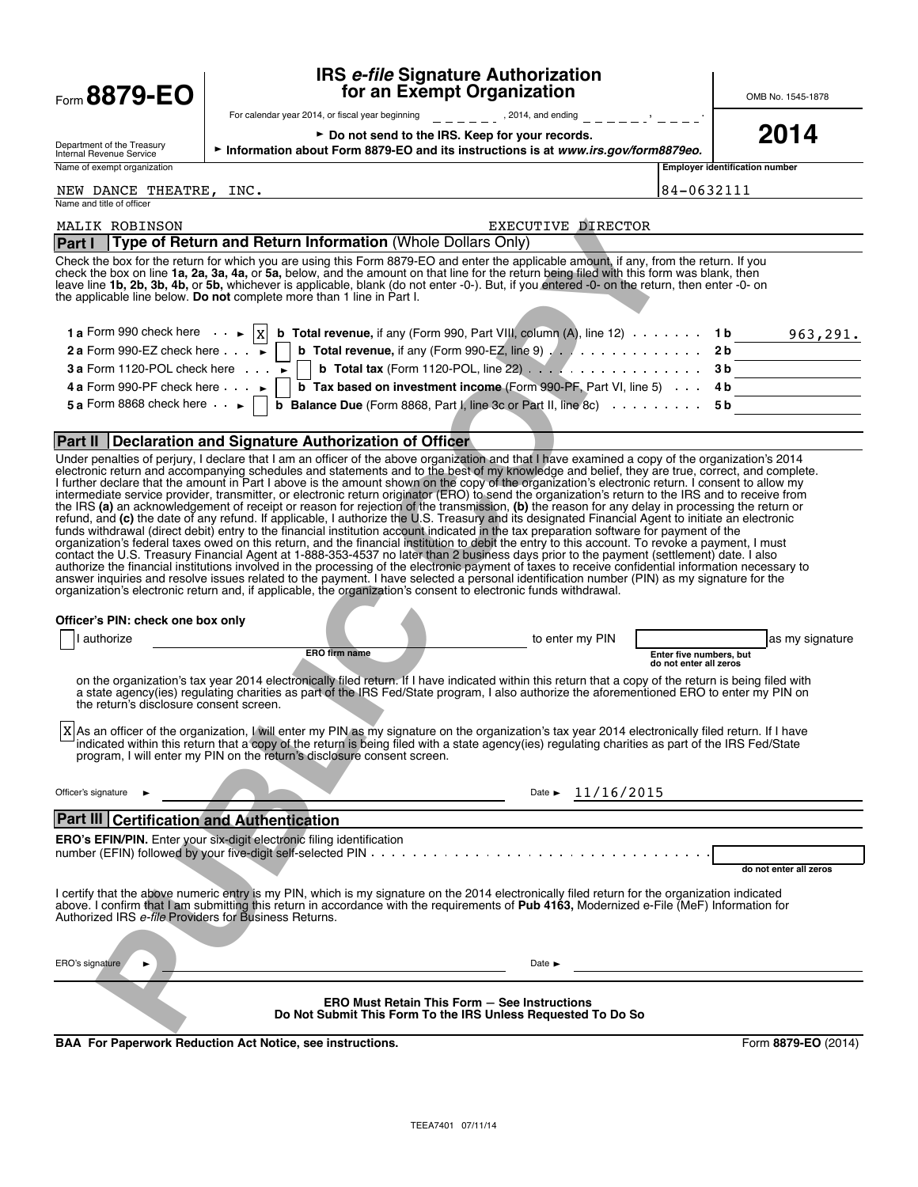Form **8879-EO**

Department of the Treasury
Internal Revenue Service

# IRS *e-file* Signature Authorization for an Exempt Organization

For calendar year 2014, or fiscal year beginning \_\_\_\_\_\_, 2014, and ending \_\_\_\_\_\_, \_\_\_\_.

► **Do not send to the IRS. Keep for your records.**

► **Information about Form 8879-EO and its instructions is at *www.irs.gov/form8879eo.***

OMB No. 1545-1878

**2014**

| Name of exempt organization | Employer identification number |
|---|---|
| NEW DANCE THEATRE, INC. | 84-0632111 |

Name and title of officer

MALIK ROBINSON EXECUTIVE DIRECTOR

## Part I Type of Return and Return Information (Whole Dollars Only)

Check the box for the return for which you are using this Form 8879-EO and enter the applicable amount, if any, from the return. If you check the box on line **1a, 2a, 3a, 4a,** or **5a,** below, and the amount on that line for the return being filed with this form was blank, then leave line **1b, 2b, 3b, 4b,** or **5b,** whichever is applicable, blank (do not enter -0-). But, if you entered -0- on the return, then enter -0- on the applicable line below. **Do not** complete more than 1 line in Part I.

| | | | |
|---|---|---|---|
| **1 a** Form 990 check here ► [X] | **b Total revenue,** if any (Form 990, Part VIII, column (A), line 12) | **1 b** | 963,291. |
| **2 a** Form 990-EZ check here ► [ ] | **b Total revenue,** if any (Form 990-EZ, line 9) | **2 b** | |
| **3 a** Form 1120-POL check here ► [ ] | **b Total tax** (Form 1120-POL, line 22) | **3 b** | |
| **4 a** Form 990-PF check here ► [ ] | **b Tax based on investment income** (Form 990-PF, Part VI, line 5) | **4 b** | |
| **5 a** Form 8868 check here ► [ ] | **b Balance Due** (Form 8868, Part I, line 3c or Part II, line 8c) | **5 b** | |

## Part II Declaration and Signature Authorization of Officer

Under penalties of perjury, I declare that I am an officer of the above organization and that I have examined a copy of the organization's 2014 electronic return and accompanying schedules and statements and to the best of my knowledge and belief, they are true, correct, and complete. I further declare that the amount in Part I above is the amount shown on the copy of the organization's electronic return. I consent to allow my intermediate service provider, transmitter, or electronic return originator (ERO) to send the organization's return to the IRS and to receive from the IRS **(a)** an acknowledgement of receipt or reason for rejection of the transmission, **(b)** the reason for any delay in processing the return or refund, and **(c)** the date of any refund. If applicable, I authorize the U.S. Treasury and its designated Financial Agent to initiate an electronic funds withdrawal (direct debit) entry to the financial institution account indicated in the tax preparation software for payment of the organization's federal taxes owed on this return, and the financial institution to debit the entry to this account. To revoke a payment, I must contact the U.S. Treasury Financial Agent at 1-888-353-4537 no later than 2 business days prior to the payment (settlement) date. I also authorize the financial institutions involved in the processing of the electronic payment of taxes to receive confidential information necessary to answer inquiries and resolve issues related to the payment. I have selected a personal identification number (PIN) as my signature for the organization's electronic return and, if applicable, the organization's consent to electronic funds withdrawal.

**Officer's PIN: check one box only**

[ ] I authorize \_\_\_\_\_\_\_\_\_\_\_\_\_\_\_\_ (ERO firm name) to enter my PIN \_\_\_\_\_\_ (Enter five numbers, but do not enter all zeros) as my signature on the organization's tax year 2014 electronically filed return. If I have indicated within this return that a copy of the return is being filed with a state agency(ies) regulating charities as part of the IRS Fed/State program, I also authorize the aforementioned ERO to enter my PIN on the return's disclosure consent screen.

[X] As an officer of the organization, I will enter my PIN as my signature on the organization's tax year 2014 electronically filed return. If I have indicated within this return that a copy of the return is being filed with a state agency(ies) regulating charities as part of the IRS Fed/State program, I will enter my PIN on the return's disclosure consent screen.

Officer's signature ► \_\_\_\_\_\_\_\_\_\_\_\_\_\_\_\_ Date ► 11/16/2015

## Part III Certification and Authentication

**ERO's EFIN/PIN.** Enter your six-digit electronic filing identification number (EFIN) followed by your five-digit self-selected PIN \_\_\_\_\_\_ (do not enter all zeros)

I certify that the above numeric entry is my PIN, which is my signature on the 2014 electronically filed return for the organization indicated above. I confirm that I am submitting this return in accordance with the requirements of **Pub 4163,** Modernized e-File (MeF) Information for Authorized IRS *e-file* Providers for Business Returns.

ERO's signature ► \_\_\_\_\_\_\_\_\_\_\_\_\_\_\_\_ Date ► \_\_\_\_\_\_

**ERO Must Retain This Form — See Instructions**
**Do Not Submit This Form To the IRS Unless Requested To Do So**

**BAA For Paperwork Reduction Act Notice, see instructions.** Form **8879-EO** (2014)

TEEA7401 07/11/14

PUBLIC COPY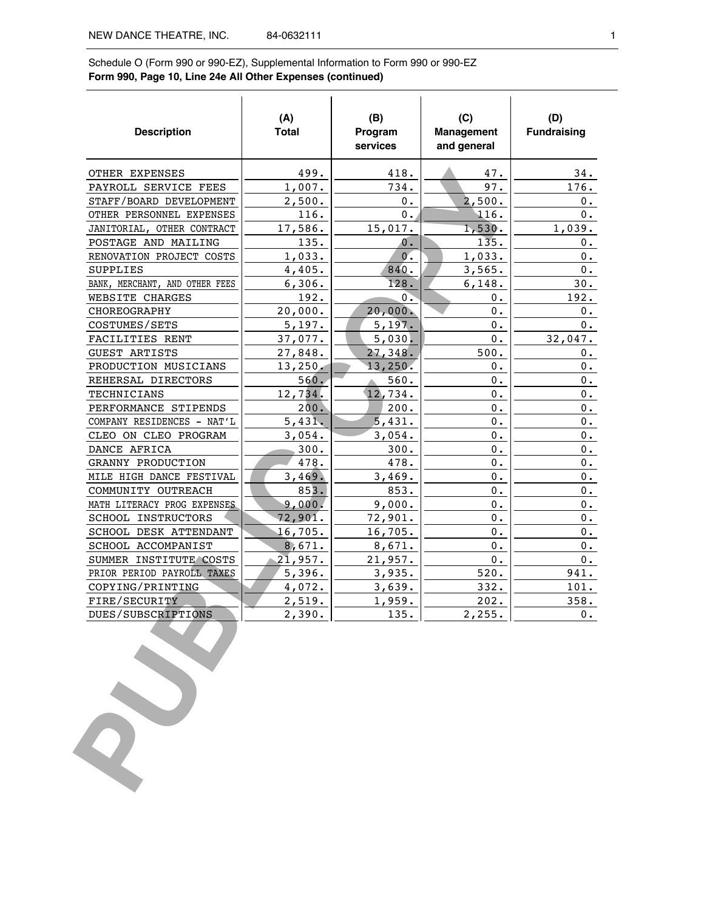Schedule O (Form 990 or 990-EZ), Supplemental Information to Form 990 or 990-EZ

**Form 990, Page 10, Line 24e All Other Expenses (continued)**

| Description | (A) Total | (B) Program services | (C) Management and general | (D) Fundraising |
|---|---|---|---|---|
| OTHER EXPENSES | 499. | 418. | 47. | 34. |
| PAYROLL SERVICE FEES | 1,007. | 734. | 97. | 176. |
| STAFF/BOARD DEVELOPMENT | 2,500. | 0. | 2,500. | 0. |
| OTHER PERSONNEL EXPENSES | 116. | 0. | 116. | 0. |
| JANITORIAL, OTHER CONTRACT | 17,586. | 15,017. | 1,530. | 1,039. |
| POSTAGE AND MAILING | 135. | 0. | 135. | 0. |
| RENOVATION PROJECT COSTS | 1,033. | 0. | 1,033. | 0. |
| SUPPLIES | 4,405. | 840. | 3,565. | 0. |
| BANK, MERCHANT, AND OTHER FEES | 6,306. | 128. | 6,148. | 30. |
| WEBSITE CHARGES | 192. | 0. | 0. | 192. |
| CHOREOGRAPHY | 20,000. | 20,000. | 0. | 0. |
| COSTUMES/SETS | 5,197. | 5,197. | 0. | 0. |
| FACILITIES RENT | 37,077. | 5,030. | 0. | 32,047. |
| GUEST ARTISTS | 27,848. | 27,348. | 500. | 0. |
| PRODUCTION MUSICIANS | 13,250. | 13,250. | 0. | 0. |
| REHERSAL DIRECTORS | 560. | 560. | 0. | 0. |
| TECHNICIANS | 12,734. | 12,734. | 0. | 0. |
| PERFORMANCE STIPENDS | 200. | 200. | 0. | 0. |
| COMPANY RESIDENCES - NAT'L | 5,431. | 5,431. | 0. | 0. |
| CLEO ON CLEO PROGRAM | 3,054. | 3,054. | 0. | 0. |
| DANCE AFRICA | 300. | 300. | 0. | 0. |
| GRANNY PRODUCTION | 478. | 478. | 0. | 0. |
| MILE HIGH DANCE FESTIVAL | 3,469. | 3,469. | 0. | 0. |
| COMMUNITY OUTREACH | 853. | 853. | 0. | 0. |
| MATH LITERACY PROG EXPENSES | 9,000. | 9,000. | 0. | 0. |
| SCHOOL INSTRUCTORS | 72,901. | 72,901. | 0. | 0. |
| SCHOOL DESK ATTENDANT | 16,705. | 16,705. | 0. | 0. |
| SCHOOL ACCOMPANIST | 8,671. | 8,671. | 0. | 0. |
| SUMMER INSTITUTE COSTS | 21,957. | 21,957. | 0. | 0. |
| PRIOR PERIOD PAYROLL TAXES | 5,396. | 3,935. | 520. | 941. |
| COPYING/PRINTING | 4,072. | 3,639. | 332. | 101. |
| FIRE/SECURITY | 2,519. | 1,959. | 202. | 358. |
| DUES/SUBSCRIPTIONS | 2,390. | 135. | 2,255. | 0. |